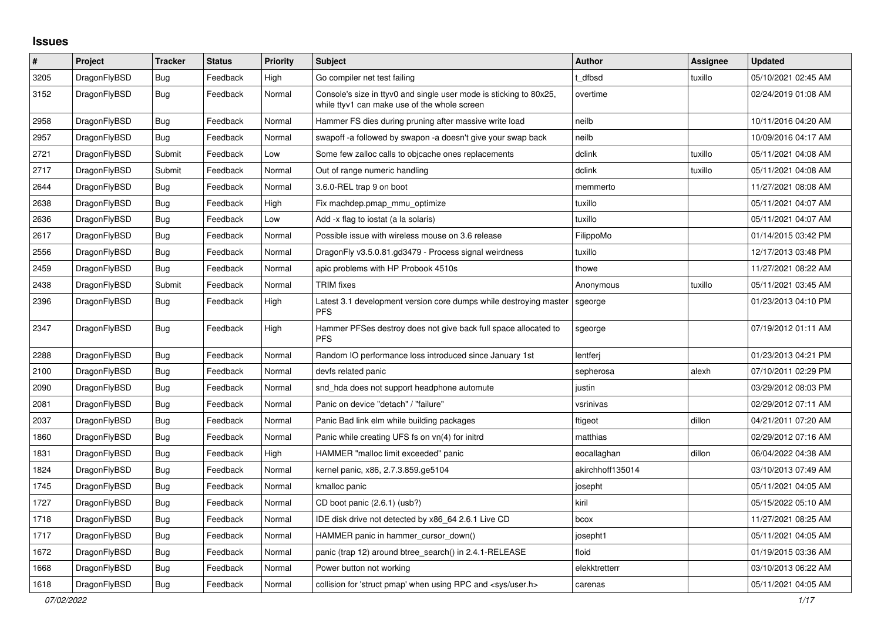# Issues

| # | Project | Tracker | Status | Priority | Subject | Author | Assignee | Updated |
|---|---|---|---|---|---|---|---|---|
| 3205 | DragonFlyBSD | Bug | Feedback | High | Go compiler net test failing | t_dfbsd | tuxillo | 05/10/2021 02:45 AM |
| 3152 | DragonFlyBSD | Bug | Feedback | Normal | Console's size in ttyv0 and single user mode is sticking to 80x25, while ttyv1 can make use of the whole screen | overtime | | 02/24/2019 01:08 AM |
| 2958 | DragonFlyBSD | Bug | Feedback | Normal | Hammer FS dies during pruning after massive write load | neilb | | 10/11/2016 04:20 AM |
| 2957 | DragonFlyBSD | Bug | Feedback | Normal | swapoff -a followed by swapon -a doesn't give your swap back | neilb | | 10/09/2016 04:17 AM |
| 2721 | DragonFlyBSD | Submit | Feedback | Low | Some few zalloc calls to objcache ones replacements | dclink | tuxillo | 05/11/2021 04:08 AM |
| 2717 | DragonFlyBSD | Submit | Feedback | Normal | Out of range numeric handling | dclink | tuxillo | 05/11/2021 04:08 AM |
| 2644 | DragonFlyBSD | Bug | Feedback | Normal | 3.6.0-REL trap 9 on boot | memmerto | | 11/27/2021 08:08 AM |
| 2638 | DragonFlyBSD | Bug | Feedback | High | Fix machdep.pmap_mmu_optimize | tuxillo | | 05/11/2021 04:07 AM |
| 2636 | DragonFlyBSD | Bug | Feedback | Low | Add -x flag to iostat (a la solaris) | tuxillo | | 05/11/2021 04:07 AM |
| 2617 | DragonFlyBSD | Bug | Feedback | Normal | Possible issue with wireless mouse on 3.6 release | FilippoMo | | 01/14/2015 03:42 PM |
| 2556 | DragonFlyBSD | Bug | Feedback | Normal | DragonFly v3.5.0.81.gd3479 - Process signal weirdness | tuxillo | | 12/17/2013 03:48 PM |
| 2459 | DragonFlyBSD | Bug | Feedback | Normal | apic problems with HP Probook 4510s | thowe | | 11/27/2021 08:22 AM |
| 2438 | DragonFlyBSD | Submit | Feedback | Normal | TRIM fixes | Anonymous | tuxillo | 05/11/2021 03:45 AM |
| 2396 | DragonFlyBSD | Bug | Feedback | High | Latest 3.1 development version core dumps while destroying master PFS | sgeorge | | 01/23/2013 04:10 PM |
| 2347 | DragonFlyBSD | Bug | Feedback | High | Hammer PFSes destroy does not give back full space allocated to PFS | sgeorge | | 07/19/2012 01:11 AM |
| 2288 | DragonFlyBSD | Bug | Feedback | Normal | Random IO performance loss introduced since January 1st | lentferj | | 01/23/2013 04:21 PM |
| 2100 | DragonFlyBSD | Bug | Feedback | Normal | devfs related panic | sepherosa | alexh | 07/10/2011 02:29 PM |
| 2090 | DragonFlyBSD | Bug | Feedback | Normal | snd_hda does not support headphone automute | justin | | 03/29/2012 08:03 PM |
| 2081 | DragonFlyBSD | Bug | Feedback | Normal | Panic on device "detach" / "failure" | vsrinivas | | 02/29/2012 07:11 AM |
| 2037 | DragonFlyBSD | Bug | Feedback | Normal | Panic Bad link elm while building packages | ftigeot | dillon | 04/21/2011 07:20 AM |
| 1860 | DragonFlyBSD | Bug | Feedback | Normal | Panic while creating UFS fs on vn(4) for initrd | matthias | | 02/29/2012 07:16 AM |
| 1831 | DragonFlyBSD | Bug | Feedback | High | HAMMER "malloc limit exceeded" panic | eocallaghan | dillon | 06/04/2022 04:38 AM |
| 1824 | DragonFlyBSD | Bug | Feedback | Normal | kernel panic, x86, 2.7.3.859.ge5104 | akirchhoff135014 | | 03/10/2013 07:49 AM |
| 1745 | DragonFlyBSD | Bug | Feedback | Normal | kmalloc panic | josepht | | 05/11/2021 04:05 AM |
| 1727 | DragonFlyBSD | Bug | Feedback | Normal | CD boot panic (2.6.1) (usb?) | kiril | | 05/15/2022 05:10 AM |
| 1718 | DragonFlyBSD | Bug | Feedback | Normal | IDE disk drive not detected by x86_64 2.6.1 Live CD | bcox | | 11/27/2021 08:25 AM |
| 1717 | DragonFlyBSD | Bug | Feedback | Normal | HAMMER panic in hammer_cursor_down() | josepht1 | | 05/11/2021 04:05 AM |
| 1672 | DragonFlyBSD | Bug | Feedback | Normal | panic (trap 12) around btree_search() in 2.4.1-RELEASE | floid | | 01/19/2015 03:36 AM |
| 1668 | DragonFlyBSD | Bug | Feedback | Normal | Power button not working | elekktretterr | | 03/10/2013 06:22 AM |
| 1618 | DragonFlyBSD | Bug | Feedback | Normal | collision for 'struct pmap' when using RPC and <sys/user.h> | carenas | | 05/11/2021 04:05 AM |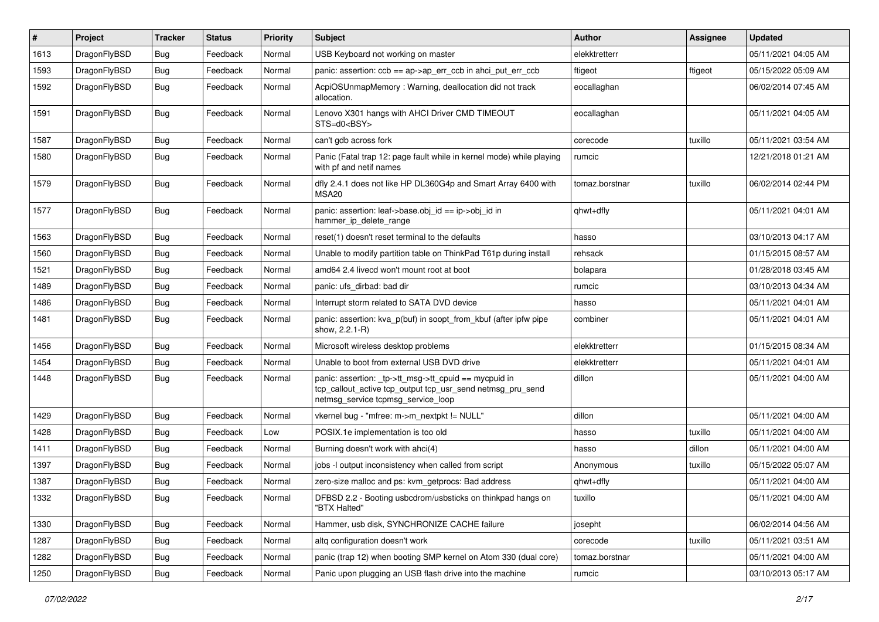| # | Project | Tracker | Status | Priority | Subject | Author | Assignee | Updated |
|---|---|---|---|---|---|---|---|---|
| 1613 | DragonFlyBSD | Bug | Feedback | Normal | USB Keyboard not working on master | elekktretterr | | 05/11/2021 04:05 AM |
| 1593 | DragonFlyBSD | Bug | Feedback | Normal | panic: assertion: ccb == ap->ap_err_ccb in ahci_put_err_ccb | ftigeot | ftigeot | 05/15/2022 05:09 AM |
| 1592 | DragonFlyBSD | Bug | Feedback | Normal | AcpiOSUnmapMemory : Warning, deallocation did not track allocation. | eocallaghan | | 06/02/2014 07:45 AM |
| 1591 | DragonFlyBSD | Bug | Feedback | Normal | Lenovo X301 hangs with AHCI Driver CMD TIMEOUT STS=d0<BSY> | eocallaghan | | 05/11/2021 04:05 AM |
| 1587 | DragonFlyBSD | Bug | Feedback | Normal | can't gdb across fork | corecode | tuxillo | 05/11/2021 03:54 AM |
| 1580 | DragonFlyBSD | Bug | Feedback | Normal | Panic (Fatal trap 12: page fault while in kernel mode) while playing with pf and netif names | rumcic | | 12/21/2018 01:21 AM |
| 1579 | DragonFlyBSD | Bug | Feedback | Normal | dfly 2.4.1 does not like HP DL360G4p and Smart Array 6400 with MSA20 | tomaz.borstnar | tuxillo | 06/02/2014 02:44 PM |
| 1577 | DragonFlyBSD | Bug | Feedback | Normal | panic: assertion: leaf->base.obj_id == ip->obj_id in hammer_ip_delete_range | qhwt+dfly | | 05/11/2021 04:01 AM |
| 1563 | DragonFlyBSD | Bug | Feedback | Normal | reset(1) doesn't reset terminal to the defaults | hasso | | 03/10/2013 04:17 AM |
| 1560 | DragonFlyBSD | Bug | Feedback | Normal | Unable to modify partition table on ThinkPad T61p during install | rehsack | | 01/15/2015 08:57 AM |
| 1521 | DragonFlyBSD | Bug | Feedback | Normal | amd64 2.4 livecd won't mount root at boot | bolapara | | 01/28/2018 03:45 AM |
| 1489 | DragonFlyBSD | Bug | Feedback | Normal | panic: ufs_dirbad: bad dir | rumcic | | 03/10/2013 04:34 AM |
| 1486 | DragonFlyBSD | Bug | Feedback | Normal | Interrupt storm related to SATA DVD device | hasso | | 05/11/2021 04:01 AM |
| 1481 | DragonFlyBSD | Bug | Feedback | Normal | panic: assertion: kva_p(buf) in soopt_from_kbuf (after ipfw pipe show, 2.2.1-R) | combiner | | 05/11/2021 04:01 AM |
| 1456 | DragonFlyBSD | Bug | Feedback | Normal | Microsoft wireless desktop problems | elekktretterr | | 01/15/2015 08:34 AM |
| 1454 | DragonFlyBSD | Bug | Feedback | Normal | Unable to boot from external USB DVD drive | elekktretterr | | 05/11/2021 04:01 AM |
| 1448 | DragonFlyBSD | Bug | Feedback | Normal | panic: assertion: _tp->tt_msg->tt_cpuid == mycpuid in tcp_callout_active tcp_output tcp_usr_send netmsg_pru_send netmsg_service tcpmsg_service_loop | dillon | | 05/11/2021 04:00 AM |
| 1429 | DragonFlyBSD | Bug | Feedback | Normal | vkernel bug - "mfree: m->m_nextpkt != NULL" | dillon | | 05/11/2021 04:00 AM |
| 1428 | DragonFlyBSD | Bug | Feedback | Low | POSIX.1e implementation is too old | hasso | tuxillo | 05/11/2021 04:00 AM |
| 1411 | DragonFlyBSD | Bug | Feedback | Normal | Burning doesn't work with ahci(4) | hasso | dillon | 05/11/2021 04:00 AM |
| 1397 | DragonFlyBSD | Bug | Feedback | Normal | jobs -l output inconsistency when called from script | Anonymous | tuxillo | 05/15/2022 05:07 AM |
| 1387 | DragonFlyBSD | Bug | Feedback | Normal | zero-size malloc and ps: kvm_getprocs: Bad address | qhwt+dfly | | 05/11/2021 04:00 AM |
| 1332 | DragonFlyBSD | Bug | Feedback | Normal | DFBSD 2.2 - Booting usbcdrom/usbsticks on thinkpad hangs on "BTX Halted" | tuxillo | | 05/11/2021 04:00 AM |
| 1330 | DragonFlyBSD | Bug | Feedback | Normal | Hammer, usb disk, SYNCHRONIZE CACHE failure | josepht | | 06/02/2014 04:56 AM |
| 1287 | DragonFlyBSD | Bug | Feedback | Normal | altq configuration doesn't work | corecode | tuxillo | 05/11/2021 03:51 AM |
| 1282 | DragonFlyBSD | Bug | Feedback | Normal | panic (trap 12) when booting SMP kernel on Atom 330 (dual core) | tomaz.borstnar | | 05/11/2021 04:00 AM |
| 1250 | DragonFlyBSD | Bug | Feedback | Normal | Panic upon plugging an USB flash drive into the machine | rumcic | | 03/10/2013 05:17 AM |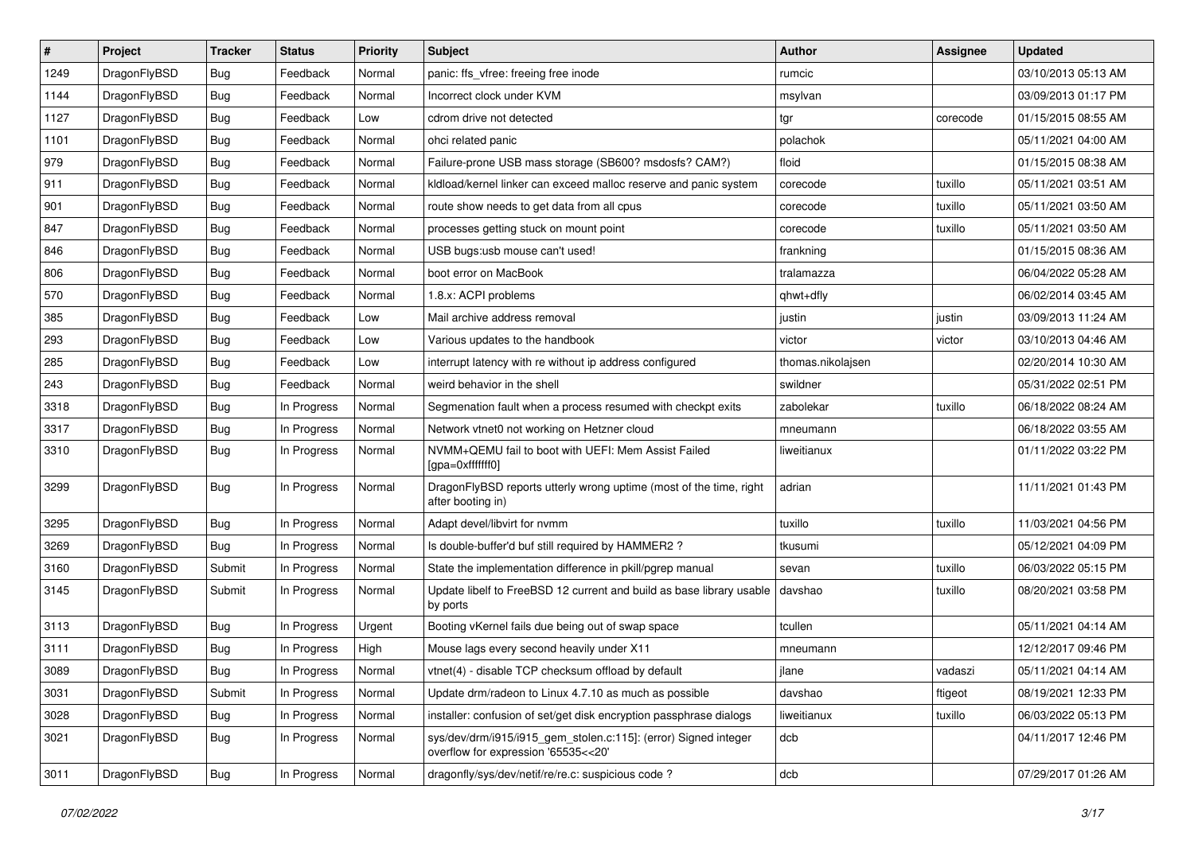| # | Project | Tracker | Status | Priority | Subject | Author | Assignee | Updated |
|---|---|---|---|---|---|---|---|---|
| 1249 | DragonFlyBSD | Bug | Feedback | Normal | panic: ffs_vfree: freeing free inode | rumcic | | 03/10/2013 05:13 AM |
| 1144 | DragonFlyBSD | Bug | Feedback | Normal | Incorrect clock under KVM | msylvan | | 03/09/2013 01:17 PM |
| 1127 | DragonFlyBSD | Bug | Feedback | Low | cdrom drive not detected | tgr | corecode | 01/15/2015 08:55 AM |
| 1101 | DragonFlyBSD | Bug | Feedback | Normal | ohci related panic | polachok | | 05/11/2021 04:00 AM |
| 979 | DragonFlyBSD | Bug | Feedback | Normal | Failure-prone USB mass storage (SB600? msdosfs? CAM?) | floid | | 01/15/2015 08:38 AM |
| 911 | DragonFlyBSD | Bug | Feedback | Normal | kldload/kernel linker can exceed malloc reserve and panic system | corecode | tuxillo | 05/11/2021 03:51 AM |
| 901 | DragonFlyBSD | Bug | Feedback | Normal | route show needs to get data from all cpus | corecode | tuxillo | 05/11/2021 03:50 AM |
| 847 | DragonFlyBSD | Bug | Feedback | Normal | processes getting stuck on mount point | corecode | tuxillo | 05/11/2021 03:50 AM |
| 846 | DragonFlyBSD | Bug | Feedback | Normal | USB bugs:usb mouse can't used! | frankning | | 01/15/2015 08:36 AM |
| 806 | DragonFlyBSD | Bug | Feedback | Normal | boot error on MacBook | tralamazza | | 06/04/2022 05:28 AM |
| 570 | DragonFlyBSD | Bug | Feedback | Normal | 1.8.x: ACPI problems | qhwt+dfly | | 06/02/2014 03:45 AM |
| 385 | DragonFlyBSD | Bug | Feedback | Low | Mail archive address removal | justin | justin | 03/09/2013 11:24 AM |
| 293 | DragonFlyBSD | Bug | Feedback | Low | Various updates to the handbook | victor | victor | 03/10/2013 04:46 AM |
| 285 | DragonFlyBSD | Bug | Feedback | Low | interrupt latency with re without ip address configured | thomas.nikolajsen | | 02/20/2014 10:30 AM |
| 243 | DragonFlyBSD | Bug | Feedback | Normal | weird behavior in the shell | swildner | | 05/31/2022 02:51 PM |
| 3318 | DragonFlyBSD | Bug | In Progress | Normal | Segmenation fault when a process resumed with checkpt exits | zabolekar | tuxillo | 06/18/2022 08:24 AM |
| 3317 | DragonFlyBSD | Bug | In Progress | Normal | Network vtnet0 not working on Hetzner cloud | mneumann | | 06/18/2022 03:55 AM |
| 3310 | DragonFlyBSD | Bug | In Progress | Normal | NVMM+QEMU fail to boot with UEFI: Mem Assist Failed [gpa=0xfffffff0] | liweitianux | | 01/11/2022 03:22 PM |
| 3299 | DragonFlyBSD | Bug | In Progress | Normal | DragonFlyBSD reports utterly wrong uptime (most of the time, right after booting in) | adrian | | 11/11/2021 01:43 PM |
| 3295 | DragonFlyBSD | Bug | In Progress | Normal | Adapt devel/libvirt for nvmm | tuxillo | tuxillo | 11/03/2021 04:56 PM |
| 3269 | DragonFlyBSD | Bug | In Progress | Normal | Is double-buffer'd buf still required by HAMMER2 ? | tkusumi | | 05/12/2021 04:09 PM |
| 3160 | DragonFlyBSD | Submit | In Progress | Normal | State the implementation difference in pkill/pgrep manual | sevan | tuxillo | 06/03/2022 05:15 PM |
| 3145 | DragonFlyBSD | Submit | In Progress | Normal | Update libelf to FreeBSD 12 current and build as base library usable by ports | davshao | tuxillo | 08/20/2021 03:58 PM |
| 3113 | DragonFlyBSD | Bug | In Progress | Urgent | Booting vKernel fails due being out of swap space | tcullen | | 05/11/2021 04:14 AM |
| 3111 | DragonFlyBSD | Bug | In Progress | High | Mouse lags every second heavily under X11 | mneumann | | 12/12/2017 09:46 PM |
| 3089 | DragonFlyBSD | Bug | In Progress | Normal | vtnet(4) - disable TCP checksum offload by default | jlane | vadaszi | 05/11/2021 04:14 AM |
| 3031 | DragonFlyBSD | Submit | In Progress | Normal | Update drm/radeon to Linux 4.7.10 as much as possible | davshao | ftigeot | 08/19/2021 12:33 PM |
| 3028 | DragonFlyBSD | Bug | In Progress | Normal | installer: confusion of set/get disk encryption passphrase dialogs | liweitianux | tuxillo | 06/03/2022 05:13 PM |
| 3021 | DragonFlyBSD | Bug | In Progress | Normal | sys/dev/drm/i915/i915_gem_stolen.c:115]: (error) Signed integer overflow for expression '65535<<20' | dcb | | 04/11/2017 12:46 PM |
| 3011 | DragonFlyBSD | Bug | In Progress | Normal | dragonfly/sys/dev/netif/re/re.c: suspicious code ? | dcb | | 07/29/2017 01:26 AM |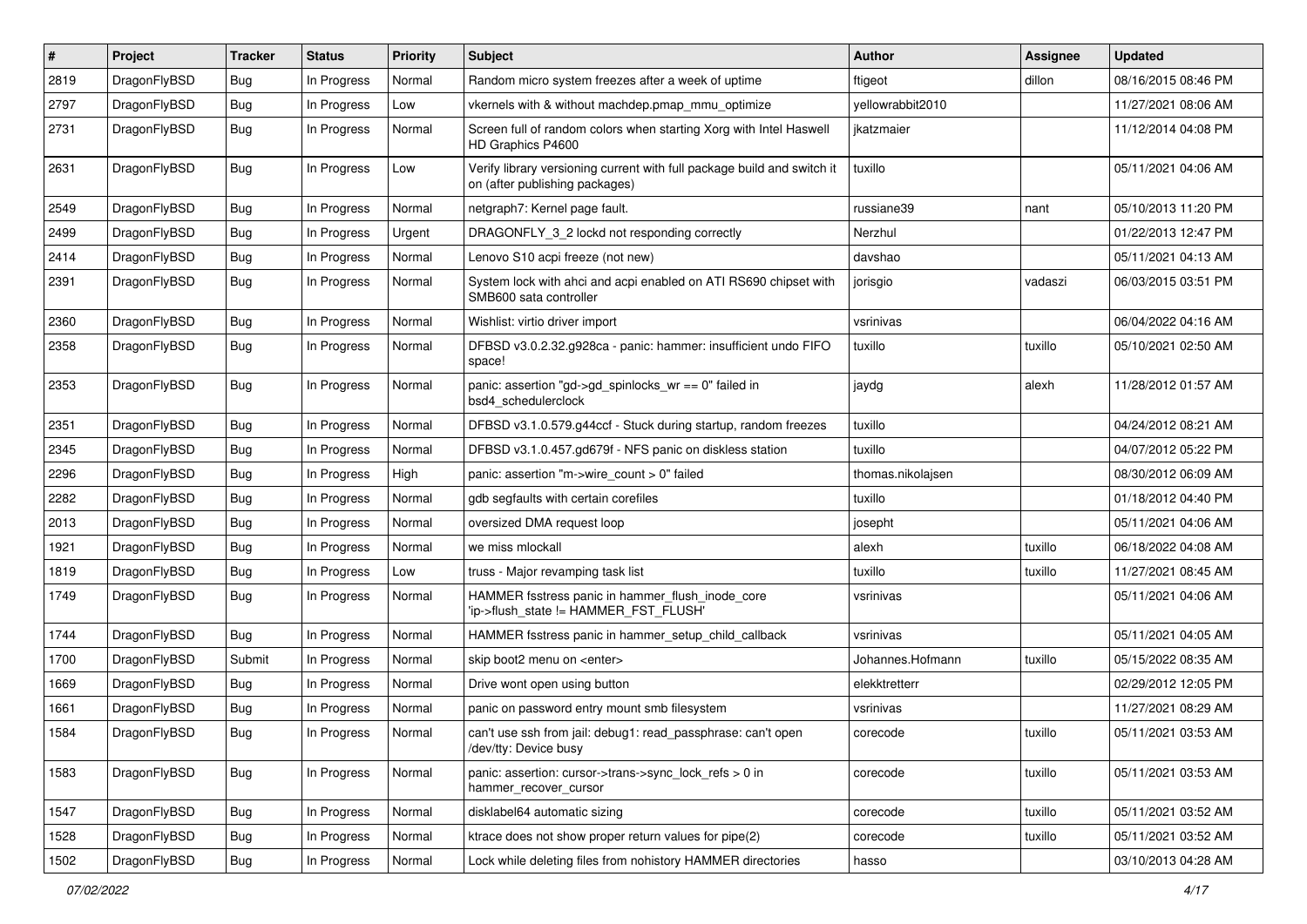| # | Project | Tracker | Status | Priority | Subject | Author | Assignee | Updated |
|---|---|---|---|---|---|---|---|---|
| 2819 | DragonFlyBSD | Bug | In Progress | Normal | Random micro system freezes after a week of uptime | ftigeot | dillon | 08/16/2015 08:46 PM |
| 2797 | DragonFlyBSD | Bug | In Progress | Low | vkernels with & without machdep.pmap_mmu_optimize | yellowrabbit2010 | | 11/27/2021 08:06 AM |
| 2731 | DragonFlyBSD | Bug | In Progress | Normal | Screen full of random colors when starting Xorg with Intel Haswell HD Graphics P4600 | jkatzmaier | | 11/12/2014 04:08 PM |
| 2631 | DragonFlyBSD | Bug | In Progress | Low | Verify library versioning current with full package build and switch it on (after publishing packages) | tuxillo | | 05/11/2021 04:06 AM |
| 2549 | DragonFlyBSD | Bug | In Progress | Normal | netgraph7: Kernel page fault. | russiane39 | nant | 05/10/2013 11:20 PM |
| 2499 | DragonFlyBSD | Bug | In Progress | Urgent | DRAGONFLY_3_2 lockd not responding correctly | Nerzhul | | 01/22/2013 12:47 PM |
| 2414 | DragonFlyBSD | Bug | In Progress | Normal | Lenovo S10 acpi freeze (not new) | davshao | | 05/11/2021 04:13 AM |
| 2391 | DragonFlyBSD | Bug | In Progress | Normal | System lock with ahci and acpi enabled on ATI RS690 chipset with SMB600 sata controller | jorisgio | vadaszi | 06/03/2015 03:51 PM |
| 2360 | DragonFlyBSD | Bug | In Progress | Normal | Wishlist: virtio driver import | vsrinivas | | 06/04/2022 04:16 AM |
| 2358 | DragonFlyBSD | Bug | In Progress | Normal | DFBSD v3.0.2.32.g928ca - panic: hammer: insufficient undo FIFO space! | tuxillo | tuxillo | 05/10/2021 02:50 AM |
| 2353 | DragonFlyBSD | Bug | In Progress | Normal | panic: assertion "gd->gd_spinlocks_wr == 0" failed in bsd4_schedulerclock | jaydg | alexh | 11/28/2012 01:57 AM |
| 2351 | DragonFlyBSD | Bug | In Progress | Normal | DFBSD v3.1.0.579.g44ccf - Stuck during startup, random freezes | tuxillo | | 04/24/2012 08:21 AM |
| 2345 | DragonFlyBSD | Bug | In Progress | Normal | DFBSD v3.1.0.457.gd679f - NFS panic on diskless station | tuxillo | | 04/07/2012 05:22 PM |
| 2296 | DragonFlyBSD | Bug | In Progress | High | panic: assertion "m->wire_count > 0" failed | thomas.nikolajsen | | 08/30/2012 06:09 AM |
| 2282 | DragonFlyBSD | Bug | In Progress | Normal | gdb segfaults with certain corefiles | tuxillo | | 01/18/2012 04:40 PM |
| 2013 | DragonFlyBSD | Bug | In Progress | Normal | oversized DMA request loop | josepht | | 05/11/2021 04:06 AM |
| 1921 | DragonFlyBSD | Bug | In Progress | Normal | we miss mlockall | alexh | tuxillo | 06/18/2022 04:08 AM |
| 1819 | DragonFlyBSD | Bug | In Progress | Low | truss - Major revamping task list | tuxillo | tuxillo | 11/27/2021 08:45 AM |
| 1749 | DragonFlyBSD | Bug | In Progress | Normal | HAMMER fsstress panic in hammer_flush_inode_core 'ip->flush_state != HAMMER_FST_FLUSH' | vsrinivas | | 05/11/2021 04:06 AM |
| 1744 | DragonFlyBSD | Bug | In Progress | Normal | HAMMER fsstress panic in hammer_setup_child_callback | vsrinivas | | 05/11/2021 04:05 AM |
| 1700 | DragonFlyBSD | Submit | In Progress | Normal | skip boot2 menu on <enter> | Johannes.Hofmann | tuxillo | 05/15/2022 08:35 AM |
| 1669 | DragonFlyBSD | Bug | In Progress | Normal | Drive wont open using button | elekktretterr | | 02/29/2012 12:05 PM |
| 1661 | DragonFlyBSD | Bug | In Progress | Normal | panic on password entry mount smb filesystem | vsrinivas | | 11/27/2021 08:29 AM |
| 1584 | DragonFlyBSD | Bug | In Progress | Normal | can't use ssh from jail: debug1: read_passphrase: can't open /dev/tty: Device busy | corecode | tuxillo | 05/11/2021 03:53 AM |
| 1583 | DragonFlyBSD | Bug | In Progress | Normal | panic: assertion: cursor->trans->sync_lock_refs > 0 in hammer_recover_cursor | corecode | tuxillo | 05/11/2021 03:53 AM |
| 1547 | DragonFlyBSD | Bug | In Progress | Normal | disklabel64 automatic sizing | corecode | tuxillo | 05/11/2021 03:52 AM |
| 1528 | DragonFlyBSD | Bug | In Progress | Normal | ktrace does not show proper return values for pipe(2) | corecode | tuxillo | 05/11/2021 03:52 AM |
| 1502 | DragonFlyBSD | Bug | In Progress | Normal | Lock while deleting files from nohistory HAMMER directories | hasso | | 03/10/2013 04:28 AM |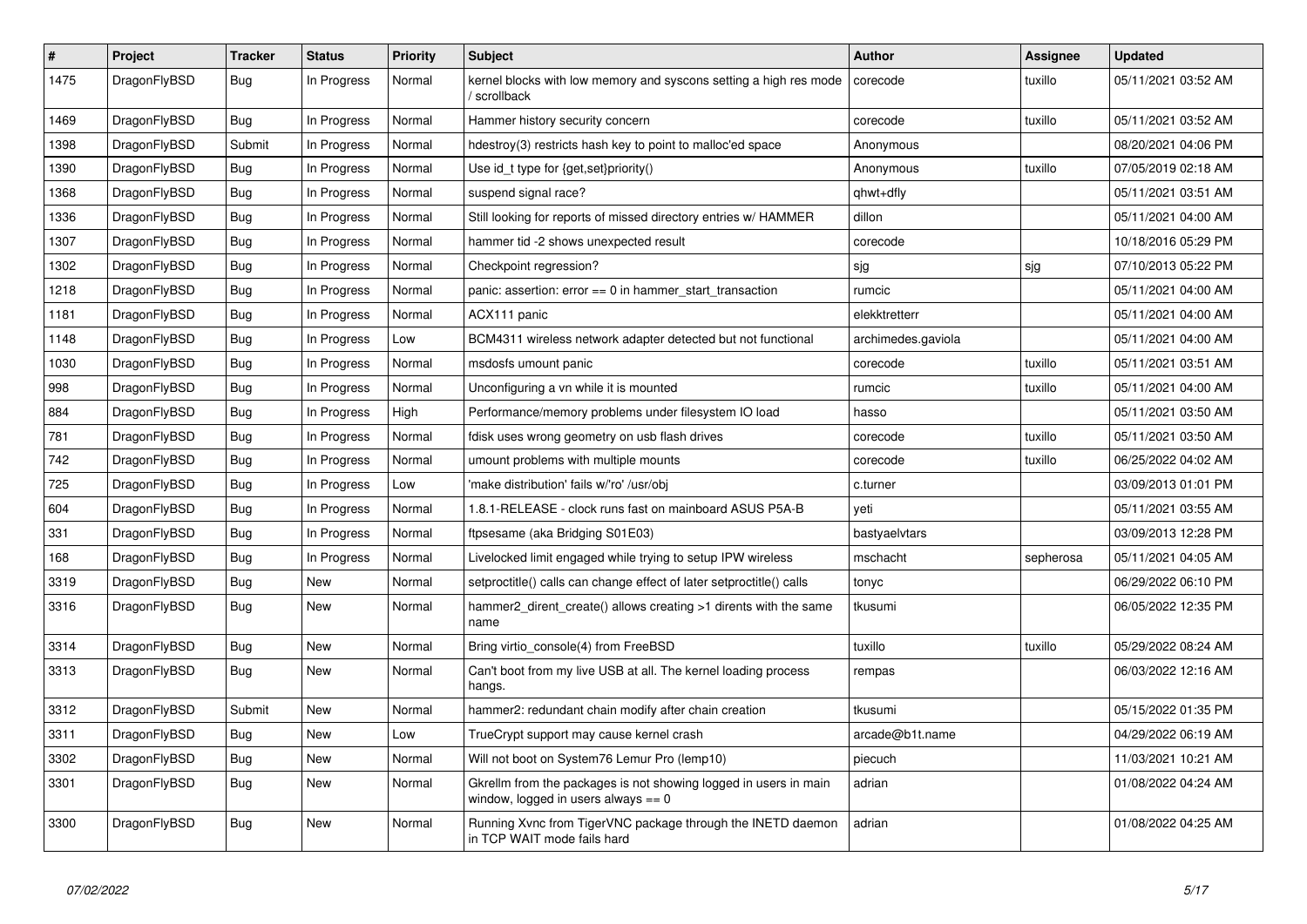| # | Project | Tracker | Status | Priority | Subject | Author | Assignee | Updated |
|---|---|---|---|---|---|---|---|---|
| 1475 | DragonFlyBSD | Bug | In Progress | Normal | kernel blocks with low memory and syscons setting a high res mode / scrollback | corecode | tuxillo | 05/11/2021 03:52 AM |
| 1469 | DragonFlyBSD | Bug | In Progress | Normal | Hammer history security concern | corecode | tuxillo | 05/11/2021 03:52 AM |
| 1398 | DragonFlyBSD | Submit | In Progress | Normal | hdestroy(3) restricts hash key to point to malloc'ed space | Anonymous | | 08/20/2021 04:06 PM |
| 1390 | DragonFlyBSD | Bug | In Progress | Normal | Use id_t type for {get,set}priority() | Anonymous | tuxillo | 07/05/2019 02:18 AM |
| 1368 | DragonFlyBSD | Bug | In Progress | Normal | suspend signal race? | qhwt+dfly | | 05/11/2021 03:51 AM |
| 1336 | DragonFlyBSD | Bug | In Progress | Normal | Still looking for reports of missed directory entries w/ HAMMER | dillon | | 05/11/2021 04:00 AM |
| 1307 | DragonFlyBSD | Bug | In Progress | Normal | hammer tid -2 shows unexpected result | corecode | | 10/18/2016 05:29 PM |
| 1302 | DragonFlyBSD | Bug | In Progress | Normal | Checkpoint regression? | sjg | sjg | 07/10/2013 05:22 PM |
| 1218 | DragonFlyBSD | Bug | In Progress | Normal | panic: assertion: error == 0 in hammer_start_transaction | rumcic | | 05/11/2021 04:00 AM |
| 1181 | DragonFlyBSD | Bug | In Progress | Normal | ACX111 panic | elekktretterr | | 05/11/2021 04:00 AM |
| 1148 | DragonFlyBSD | Bug | In Progress | Low | BCM4311 wireless network adapter detected but not functional | archimedes.gaviola | | 05/11/2021 04:00 AM |
| 1030 | DragonFlyBSD | Bug | In Progress | Normal | msdosfs umount panic | corecode | tuxillo | 05/11/2021 03:51 AM |
| 998 | DragonFlyBSD | Bug | In Progress | Normal | Unconfiguring a vn while it is mounted | rumcic | tuxillo | 05/11/2021 04:00 AM |
| 884 | DragonFlyBSD | Bug | In Progress | High | Performance/memory problems under filesystem IO load | hasso | | 05/11/2021 03:50 AM |
| 781 | DragonFlyBSD | Bug | In Progress | Normal | fdisk uses wrong geometry on usb flash drives | corecode | tuxillo | 05/11/2021 03:50 AM |
| 742 | DragonFlyBSD | Bug | In Progress | Normal | umount problems with multiple mounts | corecode | tuxillo | 06/25/2022 04:02 AM |
| 725 | DragonFlyBSD | Bug | In Progress | Low | 'make distribution' fails w/'ro' /usr/obj | c.turner | | 03/09/2013 01:01 PM |
| 604 | DragonFlyBSD | Bug | In Progress | Normal | 1.8.1-RELEASE - clock runs fast on mainboard ASUS P5A-B | yeti | | 05/11/2021 03:55 AM |
| 331 | DragonFlyBSD | Bug | In Progress | Normal | ftpsesame (aka Bridging S01E03) | bastyaelvtars | | 03/09/2013 12:28 PM |
| 168 | DragonFlyBSD | Bug | In Progress | Normal | Livelocked limit engaged while trying to setup IPW wireless | mschacht | sepherosa | 05/11/2021 04:05 AM |
| 3319 | DragonFlyBSD | Bug | New | Normal | setproctitle() calls can change effect of later setproctitle() calls | tonyc | | 06/29/2022 06:10 PM |
| 3316 | DragonFlyBSD | Bug | New | Normal | hammer2_dirent_create() allows creating >1 dirents with the same name | tkusumi | | 06/05/2022 12:35 PM |
| 3314 | DragonFlyBSD | Bug | New | Normal | Bring virtio_console(4) from FreeBSD | tuxillo | tuxillo | 05/29/2022 08:24 AM |
| 3313 | DragonFlyBSD | Bug | New | Normal | Can't boot from my live USB at all. The kernel loading process hangs. | rempas | | 06/03/2022 12:16 AM |
| 3312 | DragonFlyBSD | Submit | New | Normal | hammer2: redundant chain modify after chain creation | tkusumi | | 05/15/2022 01:35 PM |
| 3311 | DragonFlyBSD | Bug | New | Low | TrueCrypt support may cause kernel crash | arcade@b1t.name | | 04/29/2022 06:19 AM |
| 3302 | DragonFlyBSD | Bug | New | Normal | Will not boot on System76 Lemur Pro (lemp10) | piecuch | | 11/03/2021 10:21 AM |
| 3301 | DragonFlyBSD | Bug | New | Normal | Gkrellm from the packages is not showing logged in users in main window, logged in users always == 0 | adrian | | 01/08/2022 04:24 AM |
| 3300 | DragonFlyBSD | Bug | New | Normal | Running Xvnc from TigerVNC package through the INETD daemon in TCP WAIT mode fails hard | adrian | | 01/08/2022 04:25 AM |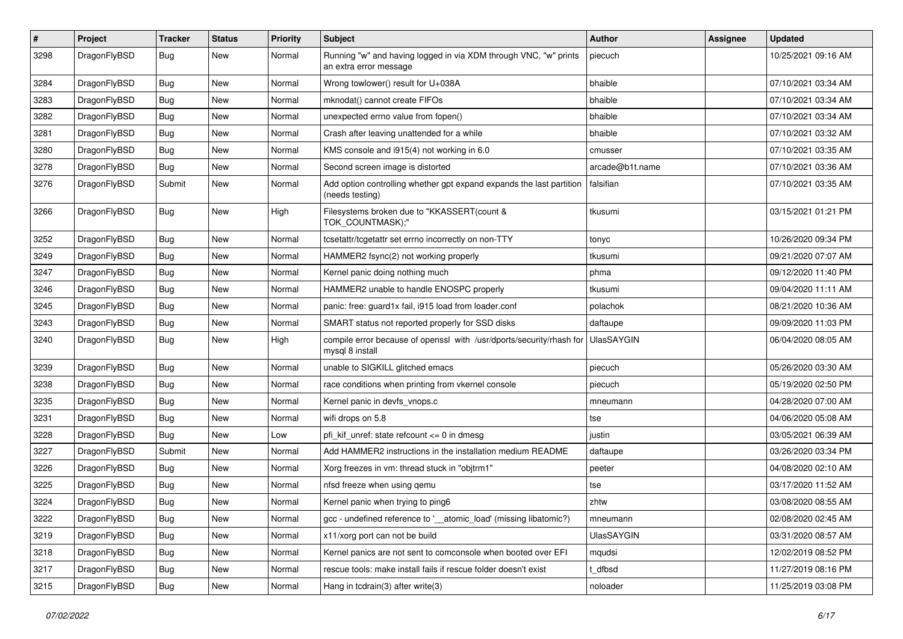| # | Project | Tracker | Status | Priority | Subject | Author | Assignee | Updated |
| --- | --- | --- | --- | --- | --- | --- | --- | --- |
| 3298 | DragonFlyBSD | Bug | New | Normal | Running "w" and having logged in via XDM through VNC, "w" prints an extra error message | piecuch | | 10/25/2021 09:16 AM |
| 3284 | DragonFlyBSD | Bug | New | Normal | Wrong towlower() result for U+038A | bhaible | | 07/10/2021 03:34 AM |
| 3283 | DragonFlyBSD | Bug | New | Normal | mknodat() cannot create FIFOs | bhaible | | 07/10/2021 03:34 AM |
| 3282 | DragonFlyBSD | Bug | New | Normal | unexpected errno value from fopen() | bhaible | | 07/10/2021 03:34 AM |
| 3281 | DragonFlyBSD | Bug | New | Normal | Crash after leaving unattended for a while | bhaible | | 07/10/2021 03:32 AM |
| 3280 | DragonFlyBSD | Bug | New | Normal | KMS console and i915(4) not working in 6.0 | cmusser | | 07/10/2021 03:35 AM |
| 3278 | DragonFlyBSD | Bug | New | Normal | Second screen image is distorted | arcade@b1t.name | | 07/10/2021 03:36 AM |
| 3276 | DragonFlyBSD | Submit | New | Normal | Add option controlling whether gpt expand expands the last partition (needs testing) | falsifian | | 07/10/2021 03:35 AM |
| 3266 | DragonFlyBSD | Bug | New | High | Filesystems broken due to "KKASSERT(count & TOK_COUNTMASK);" | tkusumi | | 03/15/2021 01:21 PM |
| 3252 | DragonFlyBSD | Bug | New | Normal | tcsetattr/tcgetattr set errno incorrectly on non-TTY | tonyc | | 10/26/2020 09:34 PM |
| 3249 | DragonFlyBSD | Bug | New | Normal | HAMMER2 fsync(2) not working properly | tkusumi | | 09/21/2020 07:07 AM |
| 3247 | DragonFlyBSD | Bug | New | Normal | Kernel panic doing nothing much | phma | | 09/12/2020 11:40 PM |
| 3246 | DragonFlyBSD | Bug | New | Normal | HAMMER2 unable to handle ENOSPC properly | tkusumi | | 09/04/2020 11:11 AM |
| 3245 | DragonFlyBSD | Bug | New | Normal | panic: free: guard1x fail, i915 load from loader.conf | polachok | | 08/21/2020 10:36 AM |
| 3243 | DragonFlyBSD | Bug | New | Normal | SMART status not reported properly for SSD disks | daftaupe | | 09/09/2020 11:03 PM |
| 3240 | DragonFlyBSD | Bug | New | High | compile error because of openssl with /usr/dports/security/rhash for mysql 8 install | UlasSAYGIN | | 06/04/2020 08:05 AM |
| 3239 | DragonFlyBSD | Bug | New | Normal | unable to SIGKILL glitched emacs | piecuch | | 05/26/2020 03:30 AM |
| 3238 | DragonFlyBSD | Bug | New | Normal | race conditions when printing from vkernel console | piecuch | | 05/19/2020 02:50 PM |
| 3235 | DragonFlyBSD | Bug | New | Normal | Kernel panic in devfs_vnops.c | mneumann | | 04/28/2020 07:00 AM |
| 3231 | DragonFlyBSD | Bug | New | Normal | wifi drops on 5.8 | tse | | 04/06/2020 05:08 AM |
| 3228 | DragonFlyBSD | Bug | New | Low | pfi_kif_unref: state refcount <= 0 in dmesg | justin | | 03/05/2021 06:39 AM |
| 3227 | DragonFlyBSD | Submit | New | Normal | Add HAMMER2 instructions in the installation medium README | daftaupe | | 03/26/2020 03:34 PM |
| 3226 | DragonFlyBSD | Bug | New | Normal | Xorg freezes in vm: thread stuck in "objtrm1" | peeter | | 04/08/2020 02:10 AM |
| 3225 | DragonFlyBSD | Bug | New | Normal | nfsd freeze when using qemu | tse | | 03/17/2020 11:52 AM |
| 3224 | DragonFlyBSD | Bug | New | Normal | Kernel panic when trying to ping6 | zhtw | | 03/08/2020 08:55 AM |
| 3222 | DragonFlyBSD | Bug | New | Normal | gcc - undefined reference to '__atomic_load' (missing libatomic?) | mneumann | | 02/08/2020 02:45 AM |
| 3219 | DragonFlyBSD | Bug | New | Normal | x11/xorg port can not be build | UlasSAYGIN | | 03/31/2020 08:57 AM |
| 3218 | DragonFlyBSD | Bug | New | Normal | Kernel panics are not sent to comconsole when booted over EFI | mqudsi | | 12/02/2019 08:52 PM |
| 3217 | DragonFlyBSD | Bug | New | Normal | rescue tools: make install fails if rescue folder doesn't exist | t_dfbsd | | 11/27/2019 08:16 PM |
| 3215 | DragonFlyBSD | Bug | New | Normal | Hang in tcdrain(3) after write(3) | noloader | | 11/25/2019 03:08 PM |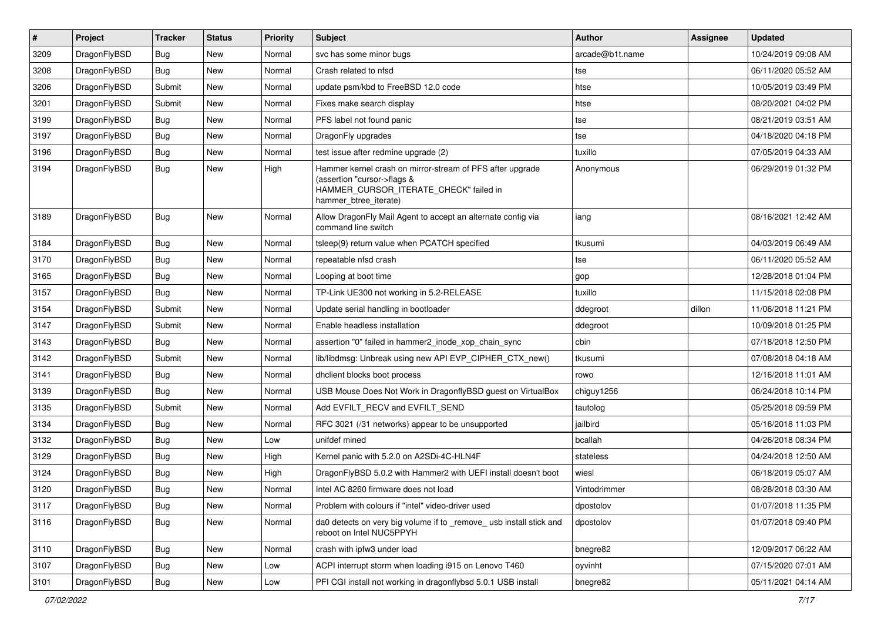| # | Project | Tracker | Status | Priority | Subject | Author | Assignee | Updated |
|---|---|---|---|---|---|---|---|---|
| 3209 | DragonFlyBSD | Bug | New | Normal | svc has some minor bugs | arcade@b1t.name | | 10/24/2019 09:08 AM |
| 3208 | DragonFlyBSD | Bug | New | Normal | Crash related to nfsd | tse | | 06/11/2020 05:52 AM |
| 3206 | DragonFlyBSD | Submit | New | Normal | update psm/kbd to FreeBSD 12.0 code | htse | | 10/05/2019 03:49 PM |
| 3201 | DragonFlyBSD | Submit | New | Normal | Fixes make search display | htse | | 08/20/2021 04:02 PM |
| 3199 | DragonFlyBSD | Bug | New | Normal | PFS label not found panic | tse | | 08/21/2019 03:51 AM |
| 3197 | DragonFlyBSD | Bug | New | Normal | DragonFly upgrades | tse | | 04/18/2020 04:18 PM |
| 3196 | DragonFlyBSD | Bug | New | Normal | test issue after redmine upgrade (2) | tuxillo | | 07/05/2019 04:33 AM |
| 3194 | DragonFlyBSD | Bug | New | High | Hammer kernel crash on mirror-stream of PFS after upgrade (assertion "cursor->flags & HAMMER_CURSOR_ITERATE_CHECK" failed in hammer_btree_iterate) | Anonymous | | 06/29/2019 01:32 PM |
| 3189 | DragonFlyBSD | Bug | New | Normal | Allow DragonFly Mail Agent to accept an alternate config via command line switch | iang | | 08/16/2021 12:42 AM |
| 3184 | DragonFlyBSD | Bug | New | Normal | tsleep(9) return value when PCATCH specified | tkusumi | | 04/03/2019 06:49 AM |
| 3170 | DragonFlyBSD | Bug | New | Normal | repeatable nfsd crash | tse | | 06/11/2020 05:52 AM |
| 3165 | DragonFlyBSD | Bug | New | Normal | Looping at boot time | gop | | 12/28/2018 01:04 PM |
| 3157 | DragonFlyBSD | Bug | New | Normal | TP-Link UE300 not working in 5.2-RELEASE | tuxillo | | 11/15/2018 02:08 PM |
| 3154 | DragonFlyBSD | Submit | New | Normal | Update serial handling in bootloader | ddegroot | dillon | 11/06/2018 11:21 PM |
| 3147 | DragonFlyBSD | Submit | New | Normal | Enable headless installation | ddegroot | | 10/09/2018 01:25 PM |
| 3143 | DragonFlyBSD | Bug | New | Normal | assertion "0" failed in hammer2_inode_xop_chain_sync | cbin | | 07/18/2018 12:50 PM |
| 3142 | DragonFlyBSD | Submit | New | Normal | lib/libdmsg: Unbreak using new API EVP_CIPHER_CTX_new() | tkusumi | | 07/08/2018 04:18 AM |
| 3141 | DragonFlyBSD | Bug | New | Normal | dhclient blocks boot process | rowo | | 12/16/2018 11:01 AM |
| 3139 | DragonFlyBSD | Bug | New | Normal | USB Mouse Does Not Work in DragonflyBSD guest on VirtualBox | chiguy1256 | | 06/24/2018 10:14 PM |
| 3135 | DragonFlyBSD | Submit | New | Normal | Add EVFILT_RECV and EVFILT_SEND | tautolog | | 05/25/2018 09:59 PM |
| 3134 | DragonFlyBSD | Bug | New | Normal | RFC 3021 (/31 networks) appear to be unsupported | jailbird | | 05/16/2018 11:03 PM |
| 3132 | DragonFlyBSD | Bug | New | Low | unifdef mined | bcallah | | 04/26/2018 08:34 PM |
| 3129 | DragonFlyBSD | Bug | New | High | Kernel panic with 5.2.0 on A2SDi-4C-HLN4F | stateless | | 04/24/2018 12:50 AM |
| 3124 | DragonFlyBSD | Bug | New | High | DragonFlyBSD 5.0.2 with Hammer2 with UEFI install doesn't boot | wiesl | | 06/18/2019 05:07 AM |
| 3120 | DragonFlyBSD | Bug | New | Normal | Intel AC 8260 firmware does not load | Vintodrimmer | | 08/28/2018 03:30 AM |
| 3117 | DragonFlyBSD | Bug | New | Normal | Problem with colours if "intel" video-driver used | dpostolov | | 01/07/2018 11:35 PM |
| 3116 | DragonFlyBSD | Bug | New | Normal | da0 detects on very big volume if to _remove_ usb install stick and reboot on Intel NUC5PPYH | dpostolov | | 01/07/2018 09:40 PM |
| 3110 | DragonFlyBSD | Bug | New | Normal | crash with ipfw3 under load | bnegre82 | | 12/09/2017 06:22 AM |
| 3107 | DragonFlyBSD | Bug | New | Low | ACPI interrupt storm when loading i915 on Lenovo T460 | oyvinht | | 07/15/2020 07:01 AM |
| 3101 | DragonFlyBSD | Bug | New | Low | PFI CGI install not working in dragonflybsd 5.0.1 USB install | bnegre82 | | 05/11/2021 04:14 AM |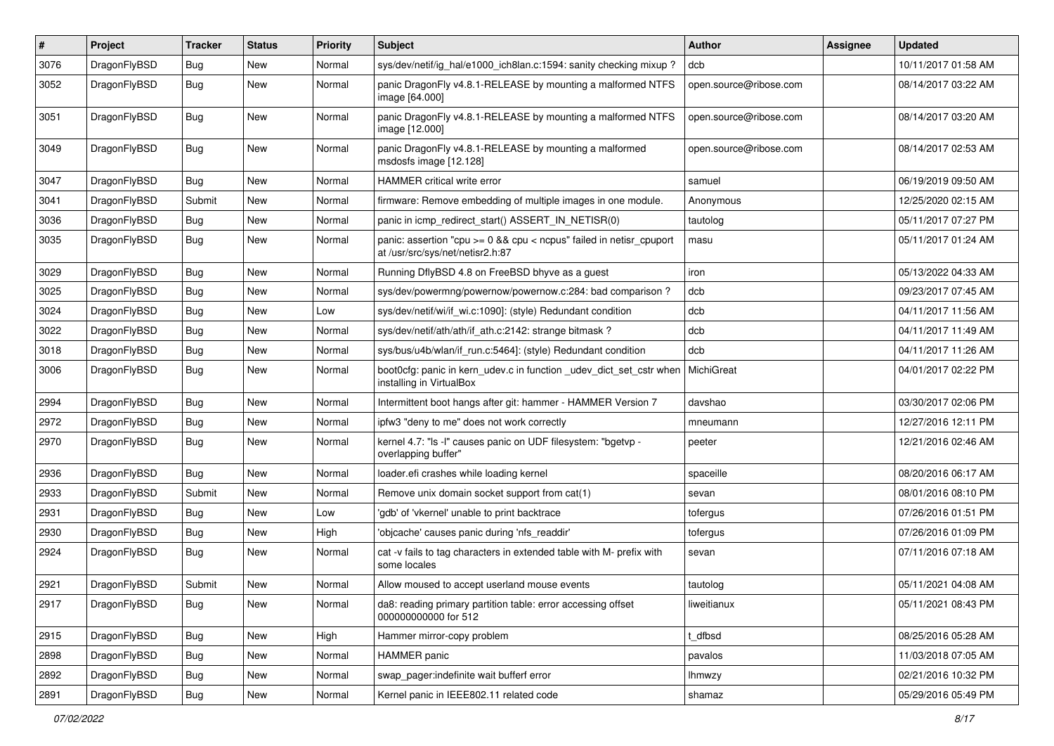| # | Project | Tracker | Status | Priority | Subject | Author | Assignee | Updated |
|---|---|---|---|---|---|---|---|---|
| 3076 | DragonFlyBSD | Bug | New | Normal | sys/dev/netif/ig_hal/e1000_ich8lan.c:1594: sanity checking mixup ? | dcb | | 10/11/2017 01:58 AM |
| 3052 | DragonFlyBSD | Bug | New | Normal | panic DragonFly v4.8.1-RELEASE by mounting a malformed NTFS image [64.000] | open.source@ribose.com | | 08/14/2017 03:22 AM |
| 3051 | DragonFlyBSD | Bug | New | Normal | panic DragonFly v4.8.1-RELEASE by mounting a malformed NTFS image [12.000] | open.source@ribose.com | | 08/14/2017 03:20 AM |
| 3049 | DragonFlyBSD | Bug | New | Normal | panic DragonFly v4.8.1-RELEASE by mounting a malformed msdosfs image [12.128] | open.source@ribose.com | | 08/14/2017 02:53 AM |
| 3047 | DragonFlyBSD | Bug | New | Normal | HAMMER critical write error | samuel | | 06/19/2019 09:50 AM |
| 3041 | DragonFlyBSD | Submit | New | Normal | firmware: Remove embedding of multiple images in one module. | Anonymous | | 12/25/2020 02:15 AM |
| 3036 | DragonFlyBSD | Bug | New | Normal | panic in icmp_redirect_start() ASSERT_IN_NETISR(0) | tautolog | | 05/11/2017 07:27 PM |
| 3035 | DragonFlyBSD | Bug | New | Normal | panic: assertion "cpu >= 0 && cpu < ncpus" failed in netisr_cpuport at /usr/src/sys/net/netisr2.h:87 | masu | | 05/11/2017 01:24 AM |
| 3029 | DragonFlyBSD | Bug | New | Normal | Running DflyBSD 4.8 on FreeBSD bhyve as a guest | iron | | 05/13/2022 04:33 AM |
| 3025 | DragonFlyBSD | Bug | New | Normal | sys/dev/powermng/powernow/powernow.c:284: bad comparison ? | dcb | | 09/23/2017 07:45 AM |
| 3024 | DragonFlyBSD | Bug | New | Low | sys/dev/netif/wi/if_wi.c:1090]: (style) Redundant condition | dcb | | 04/11/2017 11:56 AM |
| 3022 | DragonFlyBSD | Bug | New | Normal | sys/dev/netif/ath/ath/if_ath.c:2142: strange bitmask ? | dcb | | 04/11/2017 11:49 AM |
| 3018 | DragonFlyBSD | Bug | New | Normal | sys/bus/u4b/wlan/if_run.c:5464]: (style) Redundant condition | dcb | | 04/11/2017 11:26 AM |
| 3006 | DragonFlyBSD | Bug | New | Normal | boot0cfg: panic in kern_udev.c in function _udev_dict_set_cstr when installing in VirtualBox | MichiGreat | | 04/01/2017 02:22 PM |
| 2994 | DragonFlyBSD | Bug | New | Normal | Intermittent boot hangs after git: hammer - HAMMER Version 7 | davshao | | 03/30/2017 02:06 PM |
| 2972 | DragonFlyBSD | Bug | New | Normal | ipfw3 "deny to me" does not work correctly | mneumann | | 12/27/2016 12:11 PM |
| 2970 | DragonFlyBSD | Bug | New | Normal | kernel 4.7: "ls -l" causes panic on UDF filesystem: "bgetvp - overlapping buffer" | peeter | | 12/21/2016 02:46 AM |
| 2936 | DragonFlyBSD | Bug | New | Normal | loader.efi crashes while loading kernel | spaceille | | 08/20/2016 06:17 AM |
| 2933 | DragonFlyBSD | Submit | New | Normal | Remove unix domain socket support from cat(1) | sevan | | 08/01/2016 08:10 PM |
| 2931 | DragonFlyBSD | Bug | New | Low | 'gdb' of 'vkernel' unable to print backtrace | tofergus | | 07/26/2016 01:51 PM |
| 2930 | DragonFlyBSD | Bug | New | High | 'objcache' causes panic during 'nfs_readdir' | tofergus | | 07/26/2016 01:09 PM |
| 2924 | DragonFlyBSD | Bug | New | Normal | cat -v fails to tag characters in extended table with M- prefix with some locales | sevan | | 07/11/2016 07:18 AM |
| 2921 | DragonFlyBSD | Submit | New | Normal | Allow moused to accept userland mouse events | tautolog | | 05/11/2021 04:08 AM |
| 2917 | DragonFlyBSD | Bug | New | Normal | da8: reading primary partition table: error accessing offset 000000000000 for 512 | liweitianux | | 05/11/2021 08:43 PM |
| 2915 | DragonFlyBSD | Bug | New | High | Hammer mirror-copy problem | t_dfbsd | | 08/25/2016 05:28 AM |
| 2898 | DragonFlyBSD | Bug | New | Normal | HAMMER panic | pavalos | | 11/03/2018 07:05 AM |
| 2892 | DragonFlyBSD | Bug | New | Normal | swap_pager:indefinite wait bufferf error | lhmwzy | | 02/21/2016 10:32 PM |
| 2891 | DragonFlyBSD | Bug | New | Normal | Kernel panic in IEEE802.11 related code | shamaz | | 05/29/2016 05:49 PM |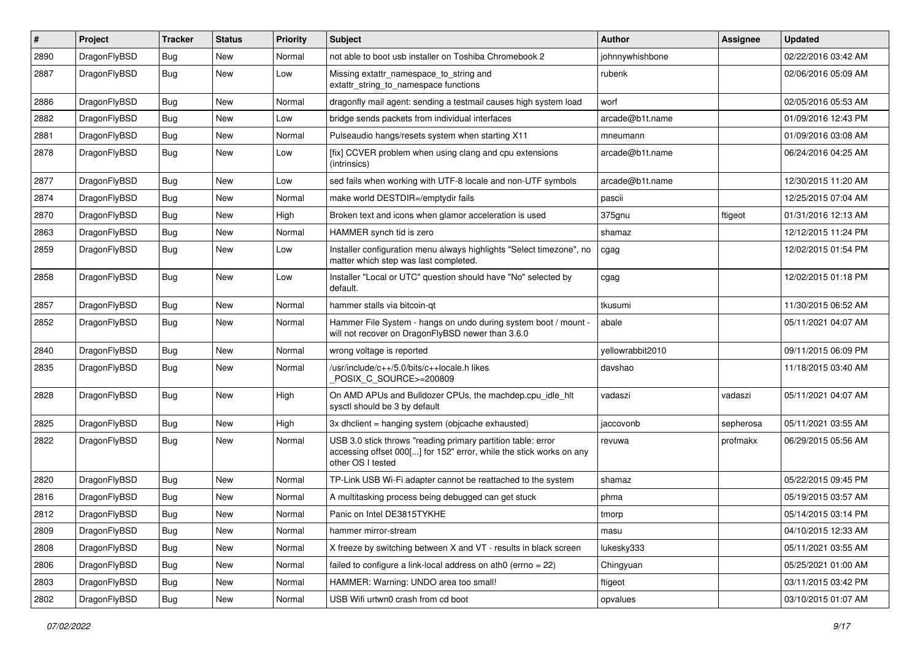| # | Project | Tracker | Status | Priority | Subject | Author | Assignee | Updated |
|---|---|---|---|---|---|---|---|---|
| 2890 | DragonFlyBSD | Bug | New | Normal | not able to boot usb installer on Toshiba Chromebook 2 | johnnywhishbone | | 02/22/2016 03:42 AM |
| 2887 | DragonFlyBSD | Bug | New | Low | Missing extattr_namespace_to_string and extattr_string_to_namespace functions | rubenk | | 02/06/2016 05:09 AM |
| 2886 | DragonFlyBSD | Bug | New | Normal | dragonfly mail agent: sending a testmail causes high system load | worf | | 02/05/2016 05:53 AM |
| 2882 | DragonFlyBSD | Bug | New | Low | bridge sends packets from individual interfaces | arcade@b1t.name | | 01/09/2016 12:43 PM |
| 2881 | DragonFlyBSD | Bug | New | Normal | Pulseaudio hangs/resets system when starting X11 | mneumann | | 01/09/2016 03:08 AM |
| 2878 | DragonFlyBSD | Bug | New | Low | [fix] CCVER problem when using clang and cpu extensions (intrinsics) | arcade@b1t.name | | 06/24/2016 04:25 AM |
| 2877 | DragonFlyBSD | Bug | New | Low | sed fails when working with UTF-8 locale and non-UTF symbols | arcade@b1t.name | | 12/30/2015 11:20 AM |
| 2874 | DragonFlyBSD | Bug | New | Normal | make world DESTDIR=/emptydir fails | pascii | | 12/25/2015 07:04 AM |
| 2870 | DragonFlyBSD | Bug | New | High | Broken text and icons when glamor acceleration is used | 375gnu | ftigeot | 01/31/2016 12:13 AM |
| 2863 | DragonFlyBSD | Bug | New | Normal | HAMMER synch tid is zero | shamaz | | 12/12/2015 11:24 PM |
| 2859 | DragonFlyBSD | Bug | New | Low | Installer configuration menu always highlights "Select timezone", no matter which step was last completed. | cgag | | 12/02/2015 01:54 PM |
| 2858 | DragonFlyBSD | Bug | New | Low | Installer "Local or UTC" question should have "No" selected by default. | cgag | | 12/02/2015 01:18 PM |
| 2857 | DragonFlyBSD | Bug | New | Normal | hammer stalls via bitcoin-qt | tkusumi | | 11/30/2015 06:52 AM |
| 2852 | DragonFlyBSD | Bug | New | Normal | Hammer File System - hangs on undo during system boot / mount - will not recover on DragonFlyBSD newer than 3.6.0 | abale | | 05/11/2021 04:07 AM |
| 2840 | DragonFlyBSD | Bug | New | Normal | wrong voltage is reported | yellowrabbit2010 | | 09/11/2015 06:09 PM |
| 2835 | DragonFlyBSD | Bug | New | Normal | /usr/include/c++/5.0/bits/c++locale.h likes _POSIX_C_SOURCE>=200809 | davshao | | 11/18/2015 03:40 AM |
| 2828 | DragonFlyBSD | Bug | New | High | On AMD APUs and Bulldozer CPUs, the machdep.cpu_idle_hlt sysctl should be 3 by default | vadaszi | vadaszi | 05/11/2021 04:07 AM |
| 2825 | DragonFlyBSD | Bug | New | High | 3x dhclient = hanging system (objcache exhausted) | jaccovonb | sepherosa | 05/11/2021 03:55 AM |
| 2822 | DragonFlyBSD | Bug | New | Normal | USB 3.0 stick throws "reading primary partition table: error accessing offset 000[...] for 152" error, while the stick works on any other OS I tested | revuwa | profmakx | 06/29/2015 05:56 AM |
| 2820 | DragonFlyBSD | Bug | New | Normal | TP-Link USB Wi-Fi adapter cannot be reattached to the system | shamaz | | 05/22/2015 09:45 PM |
| 2816 | DragonFlyBSD | Bug | New | Normal | A multitasking process being debugged can get stuck | phma | | 05/19/2015 03:57 AM |
| 2812 | DragonFlyBSD | Bug | New | Normal | Panic on Intel DE3815TYKHE | tmorp | | 05/14/2015 03:14 PM |
| 2809 | DragonFlyBSD | Bug | New | Normal | hammer mirror-stream | masu | | 04/10/2015 12:33 AM |
| 2808 | DragonFlyBSD | Bug | New | Normal | X freeze by switching between X and VT - results in black screen | lukesky333 | | 05/11/2021 03:55 AM |
| 2806 | DragonFlyBSD | Bug | New | Normal | failed to configure a link-local address on ath0 (errno = 22) | Chingyuan | | 05/25/2021 01:00 AM |
| 2803 | DragonFlyBSD | Bug | New | Normal | HAMMER: Warning: UNDO area too small! | ftigeot | | 03/11/2015 03:42 PM |
| 2802 | DragonFlyBSD | Bug | New | Normal | USB Wifi urtwn0 crash from cd boot | opvalues | | 03/10/2015 01:07 AM |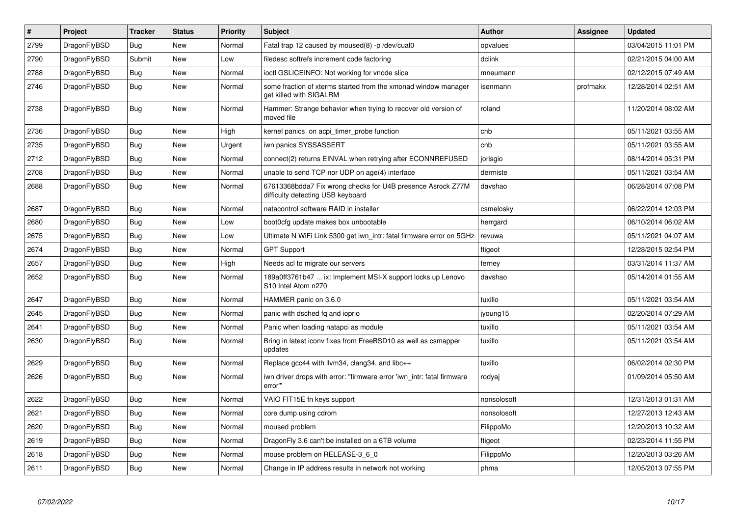| # | Project | Tracker | Status | Priority | Subject | Author | Assignee | Updated |
|---|---|---|---|---|---|---|---|---|
| 2799 | DragonFlyBSD | Bug | New | Normal | Fatal trap 12 caused by moused(8) -p /dev/cual0 | opvalues | | 03/04/2015 11:01 PM |
| 2790 | DragonFlyBSD | Submit | New | Low | filedesc softrefs increment code factoring | dclink | | 02/21/2015 04:00 AM |
| 2788 | DragonFlyBSD | Bug | New | Normal | ioctl GSLICEINFO: Not working for vnode slice | mneumann | | 02/12/2015 07:49 AM |
| 2746 | DragonFlyBSD | Bug | New | Normal | some fraction of xterms started from the xmonad window manager get killed with SIGALRM | isenmann | profmakx | 12/28/2014 02:51 AM |
| 2738 | DragonFlyBSD | Bug | New | Normal | Hammer: Strange behavior when trying to recover old version of moved file | roland | | 11/20/2014 08:02 AM |
| 2736 | DragonFlyBSD | Bug | New | High | kernel panics on acpi_timer_probe function | cnb | | 05/11/2021 03:55 AM |
| 2735 | DragonFlyBSD | Bug | New | Urgent | iwn panics SYSSASSERT | cnb | | 05/11/2021 03:55 AM |
| 2712 | DragonFlyBSD | Bug | New | Normal | connect(2) returns EINVAL when retrying after ECONNREFUSED | jorisgio | | 08/14/2014 05:31 PM |
| 2708 | DragonFlyBSD | Bug | New | Normal | unable to send TCP nor UDP on age(4) interface | dermiste | | 05/11/2021 03:54 AM |
| 2688 | DragonFlyBSD | Bug | New | Normal | 67613368bdda7 Fix wrong checks for U4B presence Asrock Z77M difficulty detecting USB keyboard | davshao | | 06/28/2014 07:08 PM |
| 2687 | DragonFlyBSD | Bug | New | Normal | natacontrol software RAID in installer | csmelosky | | 06/22/2014 12:03 PM |
| 2680 | DragonFlyBSD | Bug | New | Low | boot0cfg update makes box unbootable | herrgard | | 06/10/2014 06:02 AM |
| 2675 | DragonFlyBSD | Bug | New | Low | Ultimate N WiFi Link 5300 get iwn_intr: fatal firmware error on 5GHz | revuwa | | 05/11/2021 04:07 AM |
| 2674 | DragonFlyBSD | Bug | New | Normal | GPT Support | ftigeot | | 12/28/2015 02:54 PM |
| 2657 | DragonFlyBSD | Bug | New | High | Needs acl to migrate our servers | ferney | | 03/31/2014 11:37 AM |
| 2652 | DragonFlyBSD | Bug | New | Normal | 189a0ff3761b47 ... ix: Implement MSI-X support locks up Lenovo S10 Intel Atom n270 | davshao | | 05/14/2014 01:55 AM |
| 2647 | DragonFlyBSD | Bug | New | Normal | HAMMER panic on 3.6.0 | tuxillo | | 05/11/2021 03:54 AM |
| 2645 | DragonFlyBSD | Bug | New | Normal | panic with dsched fq and ioprio | jyoung15 | | 02/20/2014 07:29 AM |
| 2641 | DragonFlyBSD | Bug | New | Normal | Panic when loading natapci as module | tuxillo | | 05/11/2021 03:54 AM |
| 2630 | DragonFlyBSD | Bug | New | Normal | Bring in latest iconv fixes from FreeBSD10 as well as csmapper updates | tuxillo | | 05/11/2021 03:54 AM |
| 2629 | DragonFlyBSD | Bug | New | Normal | Replace gcc44 with llvm34, clang34, and libc++ | tuxillo | | 06/02/2014 02:30 PM |
| 2626 | DragonFlyBSD | Bug | New | Normal | iwn driver drops with error: "firmware error 'iwn_intr: fatal firmware error'" | rodyaj | | 01/09/2014 05:50 AM |
| 2622 | DragonFlyBSD | Bug | New | Normal | VAIO FIT15E fn keys support | nonsolosoft | | 12/31/2013 01:31 AM |
| 2621 | DragonFlyBSD | Bug | New | Normal | core dump using cdrom | nonsolosoft | | 12/27/2013 12:43 AM |
| 2620 | DragonFlyBSD | Bug | New | Normal | moused problem | FilippoMo | | 12/20/2013 10:32 AM |
| 2619 | DragonFlyBSD | Bug | New | Normal | DragonFly 3.6 can't be installed on a 6TB volume | ftigeot | | 02/23/2014 11:55 PM |
| 2618 | DragonFlyBSD | Bug | New | Normal | mouse problem on RELEASE-3_6_0 | FilippoMo | | 12/20/2013 03:26 AM |
| 2611 | DragonFlyBSD | Bug | New | Normal | Change in IP address results in network not working | phma | | 12/05/2013 07:55 PM |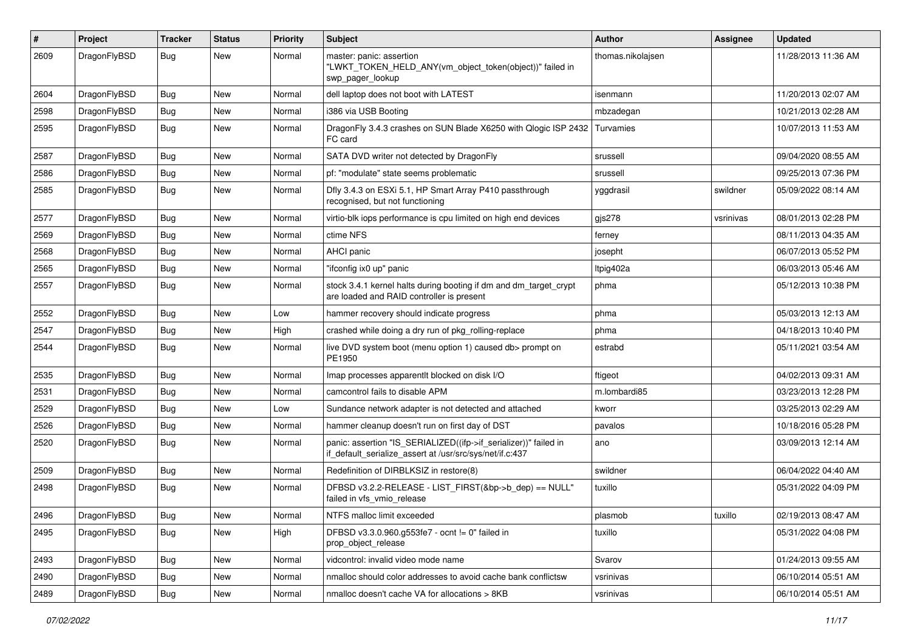| # | Project | Tracker | Status | Priority | Subject | Author | Assignee | Updated |
|---|---|---|---|---|---|---|---|---|
| 2609 | DragonFlyBSD | Bug | New | Normal | master: panic: assertion "LWKT_TOKEN_HELD_ANY(vm_object_token(object))" failed in swp_pager_lookup | thomas.nikolajsen | | 11/28/2013 11:36 AM |
| 2604 | DragonFlyBSD | Bug | New | Normal | dell laptop does not boot with LATEST | isenmann | | 11/20/2013 02:07 AM |
| 2598 | DragonFlyBSD | Bug | New | Normal | i386 via USB Booting | mbzadegan | | 10/21/2013 02:28 AM |
| 2595 | DragonFlyBSD | Bug | New | Normal | DragonFly 3.4.3 crashes on SUN Blade X6250 with Qlogic ISP 2432 FC card | Turvamies | | 10/07/2013 11:53 AM |
| 2587 | DragonFlyBSD | Bug | New | Normal | SATA DVD writer not detected by DragonFly | srussell | | 09/04/2020 08:55 AM |
| 2586 | DragonFlyBSD | Bug | New | Normal | pf: "modulate" state seems problematic | srussell | | 09/25/2013 07:36 PM |
| 2585 | DragonFlyBSD | Bug | New | Normal | Dfly 3.4.3 on ESXi 5.1, HP Smart Array P410 passthrough recognised, but not functioning | yggdrasil | swildner | 05/09/2022 08:14 AM |
| 2577 | DragonFlyBSD | Bug | New | Normal | virtio-blk iops performance is cpu limited on high end devices | gjs278 | vsrinivas | 08/01/2013 02:28 PM |
| 2569 | DragonFlyBSD | Bug | New | Normal | ctime NFS | ferney | | 08/11/2013 04:35 AM |
| 2568 | DragonFlyBSD | Bug | New | Normal | AHCI panic | josepht | | 06/07/2013 05:52 PM |
| 2565 | DragonFlyBSD | Bug | New | Normal | "ifconfig ix0 up" panic | ltpig402a | | 06/03/2013 05:46 AM |
| 2557 | DragonFlyBSD | Bug | New | Normal | stock 3.4.1 kernel halts during booting if dm and dm_target_crypt are loaded and RAID controller is present | phma | | 05/12/2013 10:38 PM |
| 2552 | DragonFlyBSD | Bug | New | Low | hammer recovery should indicate progress | phma | | 05/03/2013 12:13 AM |
| 2547 | DragonFlyBSD | Bug | New | High | crashed while doing a dry run of pkg_rolling-replace | phma | | 04/18/2013 10:40 PM |
| 2544 | DragonFlyBSD | Bug | New | Normal | live DVD system boot (menu option 1) caused db> prompt on PE1950 | estrabd | | 05/11/2021 03:54 AM |
| 2535 | DragonFlyBSD | Bug | New | Normal | Imap processes apparentlt blocked on disk I/O | ftigeot | | 04/02/2013 09:31 AM |
| 2531 | DragonFlyBSD | Bug | New | Normal | camcontrol fails to disable APM | m.lombardi85 | | 03/23/2013 12:28 PM |
| 2529 | DragonFlyBSD | Bug | New | Low | Sundance network adapter is not detected and attached | kworr | | 03/25/2013 02:29 AM |
| 2526 | DragonFlyBSD | Bug | New | Normal | hammer cleanup doesn't run on first day of DST | pavalos | | 10/18/2016 05:28 PM |
| 2520 | DragonFlyBSD | Bug | New | Normal | panic: assertion "IS_SERIALIZED((ifp->if_serializer))" failed in if_default_serialize_assert at /usr/src/sys/net/if.c:437 | ano | | 03/09/2013 12:14 AM |
| 2509 | DragonFlyBSD | Bug | New | Normal | Redefinition of DIRBLKSIZ in restore(8) | swildner | | 06/04/2022 04:40 AM |
| 2498 | DragonFlyBSD | Bug | New | Normal | DFBSD v3.2.2-RELEASE - LIST_FIRST(&bp->b_dep) == NULL" failed in vfs_vmio_release | tuxillo | | 05/31/2022 04:09 PM |
| 2496 | DragonFlyBSD | Bug | New | Normal | NTFS malloc limit exceeded | plasmob | tuxillo | 02/19/2013 08:47 AM |
| 2495 | DragonFlyBSD | Bug | New | High | DFBSD v3.3.0.960.g553fe7 - ocnt != 0" failed in prop_object_release | tuxillo | | 05/31/2022 04:08 PM |
| 2493 | DragonFlyBSD | Bug | New | Normal | vidcontrol: invalid video mode name | Svarov | | 01/24/2013 09:55 AM |
| 2490 | DragonFlyBSD | Bug | New | Normal | nmalloc should color addresses to avoid cache bank conflictsw | vsrinivas | | 06/10/2014 05:51 AM |
| 2489 | DragonFlyBSD | Bug | New | Normal | nmalloc doesn't cache VA for allocations > 8KB | vsrinivas | | 06/10/2014 05:51 AM |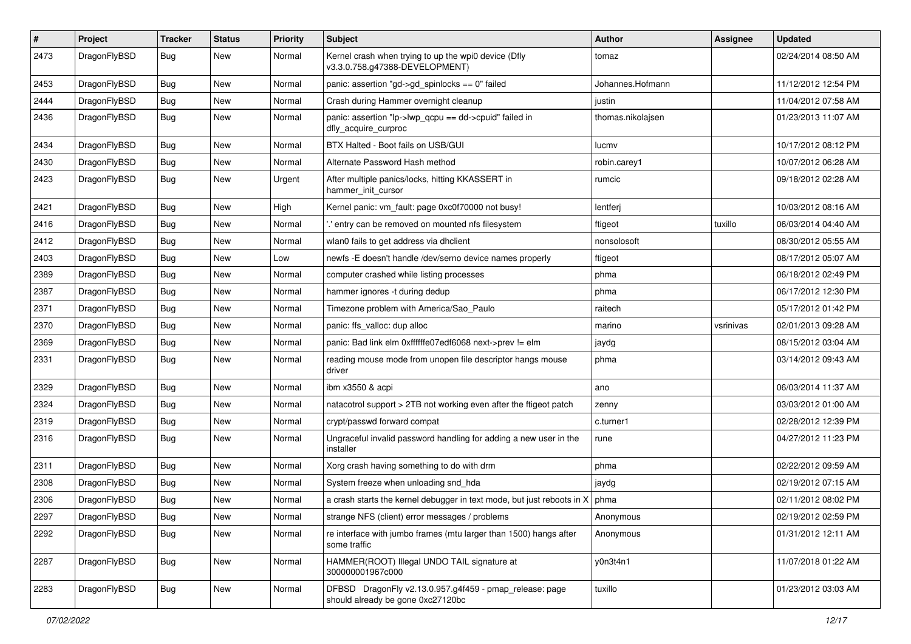| # | Project | Tracker | Status | Priority | Subject | Author | Assignee | Updated |
|---|---|---|---|---|---|---|---|---|
| 2473 | DragonFlyBSD | Bug | New | Normal | Kernel crash when trying to up the wpi0 device (Dfly v3.3.0.758.g47388-DEVELOPMENT) | tomaz | | 02/24/2014 08:50 AM |
| 2453 | DragonFlyBSD | Bug | New | Normal | panic: assertion "gd->gd_spinlocks == 0" failed | Johannes.Hofmann | | 11/12/2012 12:54 PM |
| 2444 | DragonFlyBSD | Bug | New | Normal | Crash during Hammer overnight cleanup | justin | | 11/04/2012 07:58 AM |
| 2436 | DragonFlyBSD | Bug | New | Normal | panic: assertion "lp->lwp_qcpu == dd->cpuid" failed in dfly_acquire_curproc | thomas.nikolajsen | | 01/23/2013 11:07 AM |
| 2434 | DragonFlyBSD | Bug | New | Normal | BTX Halted - Boot fails on USB/GUI | lucmv | | 10/17/2012 08:12 PM |
| 2430 | DragonFlyBSD | Bug | New | Normal | Alternate Password Hash method | robin.carey1 | | 10/07/2012 06:28 AM |
| 2423 | DragonFlyBSD | Bug | New | Urgent | After multiple panics/locks, hitting KKASSERT in hammer_init_cursor | rumcic | | 09/18/2012 02:28 AM |
| 2421 | DragonFlyBSD | Bug | New | High | Kernel panic: vm_fault: page 0xc0f70000 not busy! | lentferj | | 10/03/2012 08:16 AM |
| 2416 | DragonFlyBSD | Bug | New | Normal | '.' entry can be removed on mounted nfs filesystem | ftigeot | tuxillo | 06/03/2014 04:40 AM |
| 2412 | DragonFlyBSD | Bug | New | Normal | wlan0 fails to get address via dhclient | nonsolosoft | | 08/30/2012 05:55 AM |
| 2403 | DragonFlyBSD | Bug | New | Low | newfs -E doesn't handle /dev/serno device names properly | ftigeot | | 08/17/2012 05:07 AM |
| 2389 | DragonFlyBSD | Bug | New | Normal | computer crashed while listing processes | phma | | 06/18/2012 02:49 PM |
| 2387 | DragonFlyBSD | Bug | New | Normal | hammer ignores -t during dedup | phma | | 06/17/2012 12:30 PM |
| 2371 | DragonFlyBSD | Bug | New | Normal | Timezone problem with America/Sao_Paulo | raitech | | 05/17/2012 01:42 PM |
| 2370 | DragonFlyBSD | Bug | New | Normal | panic: ffs_valloc: dup alloc | marino | vsrinivas | 02/01/2013 09:28 AM |
| 2369 | DragonFlyBSD | Bug | New | Normal | panic: Bad link elm 0xffffffe07edf6068 next->prev != elm | jaydg | | 08/15/2012 03:04 AM |
| 2331 | DragonFlyBSD | Bug | New | Normal | reading mouse mode from unopen file descriptor hangs mouse driver | phma | | 03/14/2012 09:43 AM |
| 2329 | DragonFlyBSD | Bug | New | Normal | ibm x3550 & acpi | ano | | 06/03/2014 11:37 AM |
| 2324 | DragonFlyBSD | Bug | New | Normal | natacotrol support > 2TB not working even after the ftigeot patch | zenny | | 03/03/2012 01:00 AM |
| 2319 | DragonFlyBSD | Bug | New | Normal | crypt/passwd forward compat | c.turner1 | | 02/28/2012 12:39 PM |
| 2316 | DragonFlyBSD | Bug | New | Normal | Ungraceful invalid password handling for adding a new user in the installer | rune | | 04/27/2012 11:23 PM |
| 2311 | DragonFlyBSD | Bug | New | Normal | Xorg crash having something to do with drm | phma | | 02/22/2012 09:59 AM |
| 2308 | DragonFlyBSD | Bug | New | Normal | System freeze when unloading snd_hda | jaydg | | 02/19/2012 07:15 AM |
| 2306 | DragonFlyBSD | Bug | New | Normal | a crash starts the kernel debugger in text mode, but just reboots in X | phma | | 02/11/2012 08:02 PM |
| 2297 | DragonFlyBSD | Bug | New | Normal | strange NFS (client) error messages / problems | Anonymous | | 02/19/2012 02:59 PM |
| 2292 | DragonFlyBSD | Bug | New | Normal | re interface with jumbo frames (mtu larger than 1500) hangs after some traffic | Anonymous | | 01/31/2012 12:11 AM |
| 2287 | DragonFlyBSD | Bug | New | Normal | HAMMER(ROOT) Illegal UNDO TAIL signature at 300000001967c000 | y0n3t4n1 | | 11/07/2018 01:22 AM |
| 2283 | DragonFlyBSD | Bug | New | Normal | DFBSD DragonFly v2.13.0.957.g4f459 - pmap_release: page should already be gone 0xc27120bc | tuxillo | | 01/23/2012 03:03 AM |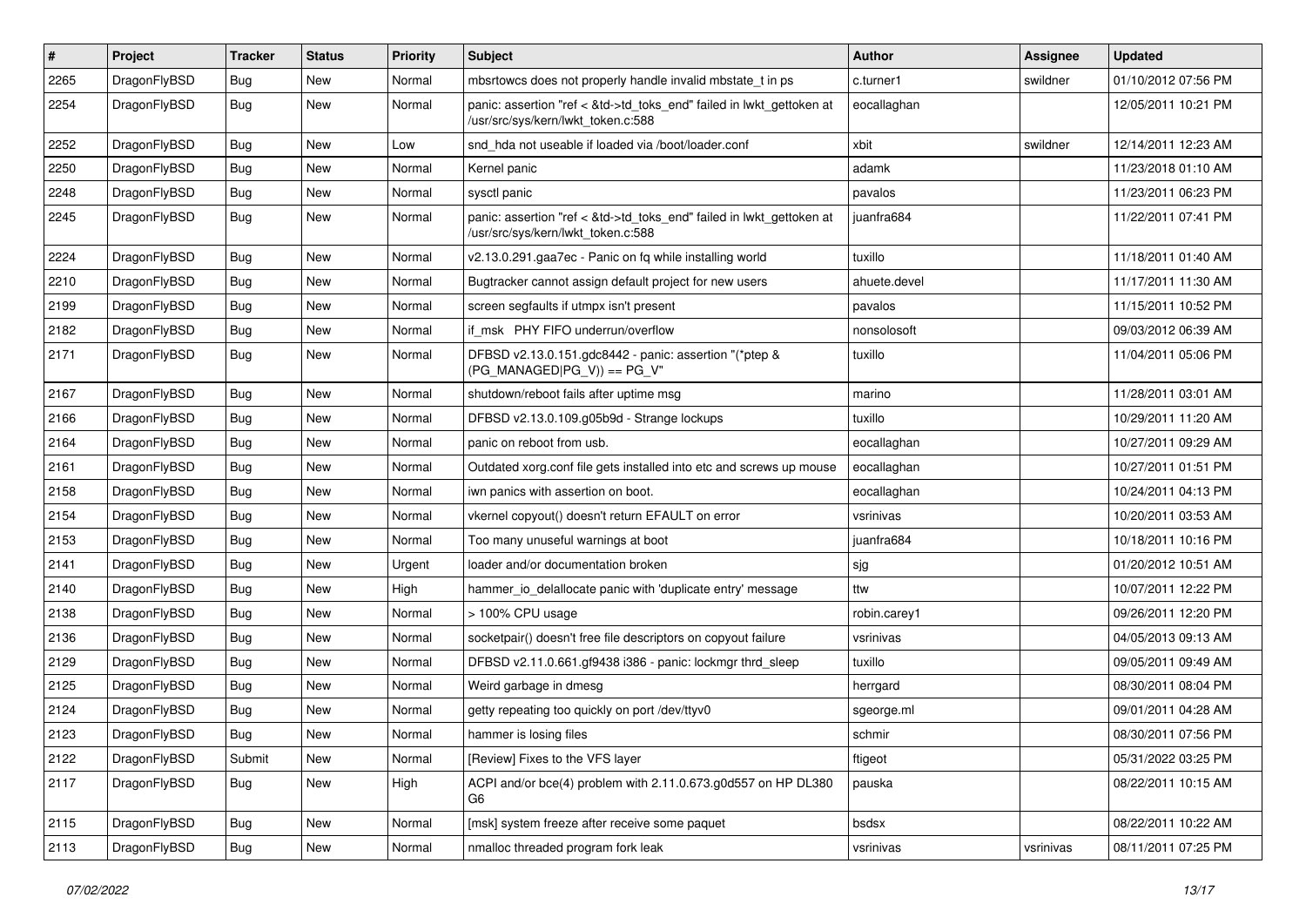| # | Project | Tracker | Status | Priority | Subject | Author | Assignee | Updated |
|---|---|---|---|---|---|---|---|---|
| 2265 | DragonFlyBSD | Bug | New | Normal | mbsrtowcs does not properly handle invalid mbstate_t in ps | c.turner1 | swildner | 01/10/2012 07:56 PM |
| 2254 | DragonFlyBSD | Bug | New | Normal | panic: assertion "ref < &td->td_toks_end" failed in lwkt_gettoken at /usr/src/sys/kern/lwkt_token.c:588 | eocallaghan | | 12/05/2011 10:21 PM |
| 2252 | DragonFlyBSD | Bug | New | Low | snd_hda not useable if loaded via /boot/loader.conf | xbit | swildner | 12/14/2011 12:23 AM |
| 2250 | DragonFlyBSD | Bug | New | Normal | Kernel panic | adamk | | 11/23/2018 01:10 AM |
| 2248 | DragonFlyBSD | Bug | New | Normal | sysctl panic | pavalos | | 11/23/2011 06:23 PM |
| 2245 | DragonFlyBSD | Bug | New | Normal | panic: assertion "ref < &td->td_toks_end" failed in lwkt_gettoken at /usr/src/sys/kern/lwkt_token.c:588 | juanfra684 | | 11/22/2011 07:41 PM |
| 2224 | DragonFlyBSD | Bug | New | Normal | v2.13.0.291.gaa7ec - Panic on fq while installing world | tuxillo | | 11/18/2011 01:40 AM |
| 2210 | DragonFlyBSD | Bug | New | Normal | Bugtracker cannot assign default project for new users | ahuete.devel | | 11/17/2011 11:30 AM |
| 2199 | DragonFlyBSD | Bug | New | Normal | screen segfaults if utmpx isn't present | pavalos | | 11/15/2011 10:52 PM |
| 2182 | DragonFlyBSD | Bug | New | Normal | if_msk PHY FIFO underrun/overflow | nonsolosoft | | 09/03/2012 06:39 AM |
| 2171 | DragonFlyBSD | Bug | New | Normal | DFBSD v2.13.0.151.gdc8442 - panic: assertion "(*ptep & (PG_MANAGED\|PG_V)) == PG_V" | tuxillo | | 11/04/2011 05:06 PM |
| 2167 | DragonFlyBSD | Bug | New | Normal | shutdown/reboot fails after uptime msg | marino | | 11/28/2011 03:01 AM |
| 2166 | DragonFlyBSD | Bug | New | Normal | DFBSD v2.13.0.109.g05b9d - Strange lockups | tuxillo | | 10/29/2011 11:20 AM |
| 2164 | DragonFlyBSD | Bug | New | Normal | panic on reboot from usb. | eocallaghan | | 10/27/2011 09:29 AM |
| 2161 | DragonFlyBSD | Bug | New | Normal | Outdated xorg.conf file gets installed into etc and screws up mouse | eocallaghan | | 10/27/2011 01:51 PM |
| 2158 | DragonFlyBSD | Bug | New | Normal | iwn panics with assertion on boot. | eocallaghan | | 10/24/2011 04:13 PM |
| 2154 | DragonFlyBSD | Bug | New | Normal | vkernel copyout() doesn't return EFAULT on error | vsrinivas | | 10/20/2011 03:53 AM |
| 2153 | DragonFlyBSD | Bug | New | Normal | Too many unuseful warnings at boot | juanfra684 | | 10/18/2011 10:16 PM |
| 2141 | DragonFlyBSD | Bug | New | Urgent | loader and/or documentation broken | sjg | | 01/20/2012 10:51 AM |
| 2140 | DragonFlyBSD | Bug | New | High | hammer_io_delallocate panic with 'duplicate entry' message | ttw | | 10/07/2011 12:22 PM |
| 2138 | DragonFlyBSD | Bug | New | Normal | > 100% CPU usage | robin.carey1 | | 09/26/2011 12:20 PM |
| 2136 | DragonFlyBSD | Bug | New | Normal | socketpair() doesn't free file descriptors on copyout failure | vsrinivas | | 04/05/2013 09:13 AM |
| 2129 | DragonFlyBSD | Bug | New | Normal | DFBSD v2.11.0.661.gf9438 i386 - panic: lockmgr thrd_sleep | tuxillo | | 09/05/2011 09:49 AM |
| 2125 | DragonFlyBSD | Bug | New | Normal | Weird garbage in dmesg | herrgard | | 08/30/2011 08:04 PM |
| 2124 | DragonFlyBSD | Bug | New | Normal | getty repeating too quickly on port /dev/ttyv0 | sgeorge.ml | | 09/01/2011 04:28 AM |
| 2123 | DragonFlyBSD | Bug | New | Normal | hammer is losing files | schmir | | 08/30/2011 07:56 PM |
| 2122 | DragonFlyBSD | Submit | New | Normal | [Review] Fixes to the VFS layer | ftigeot | | 05/31/2022 03:25 PM |
| 2117 | DragonFlyBSD | Bug | New | High | ACPI and/or bce(4) problem with 2.11.0.673.g0d557 on HP DL380 G6 | pauska | | 08/22/2011 10:15 AM |
| 2115 | DragonFlyBSD | Bug | New | Normal | [msk] system freeze after receive some paquet | bsdsx | | 08/22/2011 10:22 AM |
| 2113 | DragonFlyBSD | Bug | New | Normal | nmalloc threaded program fork leak | vsrinivas | vsrinivas | 08/11/2011 07:25 PM |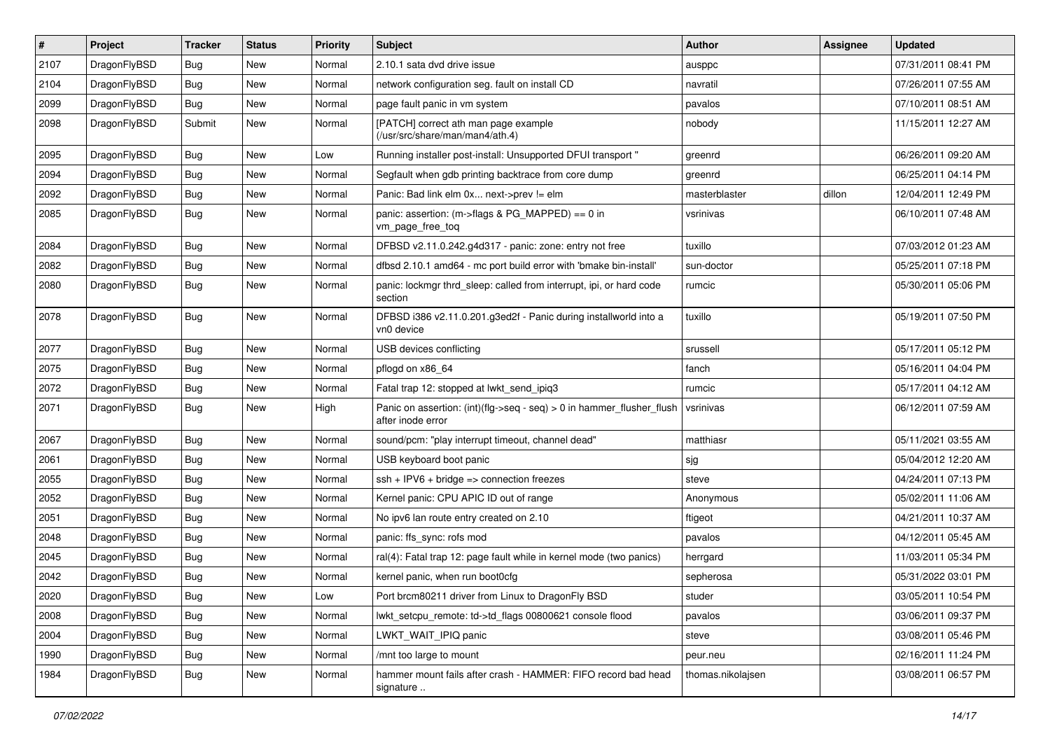| # | Project | Tracker | Status | Priority | Subject | Author | Assignee | Updated |
|---|---|---|---|---|---|---|---|---|
| 2107 | DragonFlyBSD | Bug | New | Normal | 2.10.1 sata dvd drive issue | ausppc | | 07/31/2011 08:41 PM |
| 2104 | DragonFlyBSD | Bug | New | Normal | network configuration seg. fault on install CD | navratil | | 07/26/2011 07:55 AM |
| 2099 | DragonFlyBSD | Bug | New | Normal | page fault panic in vm system | pavalos | | 07/10/2011 08:51 AM |
| 2098 | DragonFlyBSD | Submit | New | Normal | [PATCH] correct ath man page example (/usr/src/share/man/man4/ath.4) | nobody | | 11/15/2011 12:27 AM |
| 2095 | DragonFlyBSD | Bug | New | Low | Running installer post-install: Unsupported DFUI transport " | greenrd | | 06/26/2011 09:20 AM |
| 2094 | DragonFlyBSD | Bug | New | Normal | Segfault when gdb printing backtrace from core dump | greenrd | | 06/25/2011 04:14 PM |
| 2092 | DragonFlyBSD | Bug | New | Normal | Panic: Bad link elm 0x... next->prev != elm | masterblaster | dillon | 12/04/2011 12:49 PM |
| 2085 | DragonFlyBSD | Bug | New | Normal | panic: assertion: (m->flags & PG_MAPPED) == 0 in vm_page_free_toq | vsrinivas | | 06/10/2011 07:48 AM |
| 2084 | DragonFlyBSD | Bug | New | Normal | DFBSD v2.11.0.242.g4d317 - panic: zone: entry not free | tuxillo | | 07/03/2012 01:23 AM |
| 2082 | DragonFlyBSD | Bug | New | Normal | dfbsd 2.10.1 amd64 - mc port build error with 'bmake bin-install' | sun-doctor | | 05/25/2011 07:18 PM |
| 2080 | DragonFlyBSD | Bug | New | Normal | panic: lockmgr thrd_sleep: called from interrupt, ipi, or hard code section | rumcic | | 05/30/2011 05:06 PM |
| 2078 | DragonFlyBSD | Bug | New | Normal | DFBSD i386 v2.11.0.201.g3ed2f - Panic during installworld into a vn0 device | tuxillo | | 05/19/2011 07:50 PM |
| 2077 | DragonFlyBSD | Bug | New | Normal | USB devices conflicting | srussell | | 05/17/2011 05:12 PM |
| 2075 | DragonFlyBSD | Bug | New | Normal | pflogd on x86_64 | fanch | | 05/16/2011 04:04 PM |
| 2072 | DragonFlyBSD | Bug | New | Normal | Fatal trap 12: stopped at lwkt_send_ipiq3 | rumcic | | 05/17/2011 04:12 AM |
| 2071 | DragonFlyBSD | Bug | New | High | Panic on assertion: (int)(flg->seq - seq) > 0 in hammer_flusher_flush after inode error | vsrinivas | | 06/12/2011 07:59 AM |
| 2067 | DragonFlyBSD | Bug | New | Normal | sound/pcm: "play interrupt timeout, channel dead" | matthiasr | | 05/11/2021 03:55 AM |
| 2061 | DragonFlyBSD | Bug | New | Normal | USB keyboard boot panic | sjg | | 05/04/2012 12:20 AM |
| 2055 | DragonFlyBSD | Bug | New | Normal | ssh + IPV6 + bridge => connection freezes | steve | | 04/24/2011 07:13 PM |
| 2052 | DragonFlyBSD | Bug | New | Normal | Kernel panic: CPU APIC ID out of range | Anonymous | | 05/02/2011 11:06 AM |
| 2051 | DragonFlyBSD | Bug | New | Normal | No ipv6 lan route entry created on 2.10 | ftigeot | | 04/21/2011 10:37 AM |
| 2048 | DragonFlyBSD | Bug | New | Normal | panic: ffs_sync: rofs mod | pavalos | | 04/12/2011 05:45 AM |
| 2045 | DragonFlyBSD | Bug | New | Normal | ral(4): Fatal trap 12: page fault while in kernel mode (two panics) | herrgard | | 11/03/2011 05:34 PM |
| 2042 | DragonFlyBSD | Bug | New | Normal | kernel panic, when run boot0cfg | sepherosa | | 05/31/2022 03:01 PM |
| 2020 | DragonFlyBSD | Bug | New | Low | Port brcm80211 driver from Linux to DragonFly BSD | studer | | 03/05/2011 10:54 PM |
| 2008 | DragonFlyBSD | Bug | New | Normal | lwkt_setcpu_remote: td->td_flags 00800621 console flood | pavalos | | 03/06/2011 09:37 PM |
| 2004 | DragonFlyBSD | Bug | New | Normal | LWKT_WAIT_IPIQ panic | steve | | 03/08/2011 05:46 PM |
| 1990 | DragonFlyBSD | Bug | New | Normal | /mnt too large to mount | peur.neu | | 02/16/2011 11:24 PM |
| 1984 | DragonFlyBSD | Bug | New | Normal | hammer mount fails after crash - HAMMER: FIFO record bad head signature .. | thomas.nikolajsen | | 03/08/2011 06:57 PM |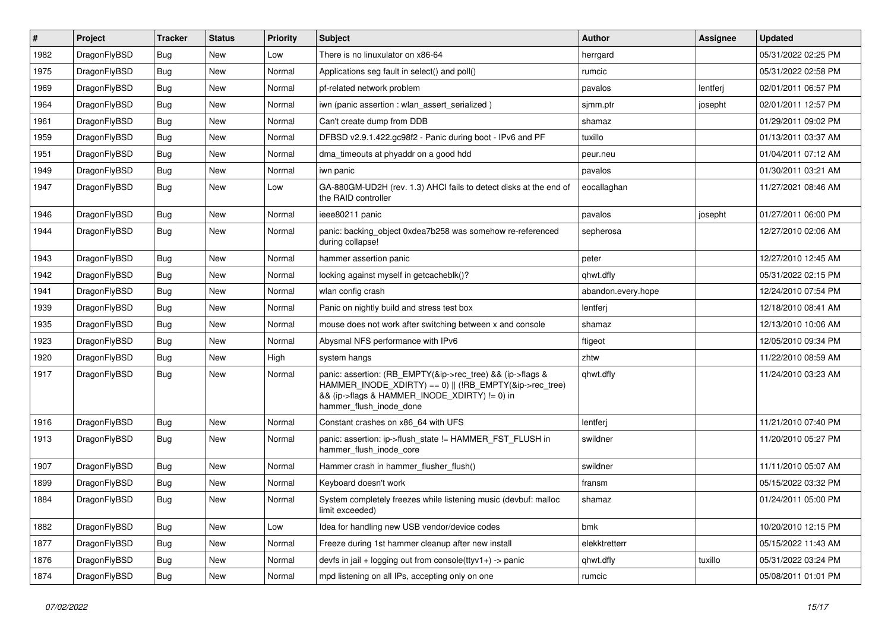| # | Project | Tracker | Status | Priority | Subject | Author | Assignee | Updated |
|---|---|---|---|---|---|---|---|---|
| 1982 | DragonFlyBSD | Bug | New | Low | There is no linuxulator on x86-64 | herrgard | | 05/31/2022 02:25 PM |
| 1975 | DragonFlyBSD | Bug | New | Normal | Applications seg fault in select() and poll() | rumcic | | 05/31/2022 02:58 PM |
| 1969 | DragonFlyBSD | Bug | New | Normal | pf-related network problem | pavalos | lentferj | 02/01/2011 06:57 PM |
| 1964 | DragonFlyBSD | Bug | New | Normal | iwn (panic assertion : wlan_assert_serialized ) | sjmm.ptr | josepht | 02/01/2011 12:57 PM |
| 1961 | DragonFlyBSD | Bug | New | Normal | Can't create dump from DDB | shamaz | | 01/29/2011 09:02 PM |
| 1959 | DragonFlyBSD | Bug | New | Normal | DFBSD v2.9.1.422.gc98f2 - Panic during boot - IPv6 and PF | tuxillo | | 01/13/2011 03:37 AM |
| 1951 | DragonFlyBSD | Bug | New | Normal | dma_timeouts at phyaddr on a good hdd | peur.neu | | 01/04/2011 07:12 AM |
| 1949 | DragonFlyBSD | Bug | New | Normal | iwn panic | pavalos | | 01/30/2011 03:21 AM |
| 1947 | DragonFlyBSD | Bug | New | Low | GA-880GM-UD2H (rev. 1.3) AHCI fails to detect disks at the end of the RAID controller | eocallaghan | | 11/27/2021 08:46 AM |
| 1946 | DragonFlyBSD | Bug | New | Normal | ieee80211 panic | pavalos | josepht | 01/27/2011 06:00 PM |
| 1944 | DragonFlyBSD | Bug | New | Normal | panic: backing_object 0xdea7b258 was somehow re-referenced during collapse! | sepherosa | | 12/27/2010 02:06 AM |
| 1943 | DragonFlyBSD | Bug | New | Normal | hammer assertion panic | peter | | 12/27/2010 12:45 AM |
| 1942 | DragonFlyBSD | Bug | New | Normal | locking against myself in getcacheblk()? | qhwt.dfly | | 05/31/2022 02:15 PM |
| 1941 | DragonFlyBSD | Bug | New | Normal | wlan config crash | abandon.every.hope | | 12/24/2010 07:54 PM |
| 1939 | DragonFlyBSD | Bug | New | Normal | Panic on nightly build and stress test box | lentferj | | 12/18/2010 08:41 AM |
| 1935 | DragonFlyBSD | Bug | New | Normal | mouse does not work after switching between x and console | shamaz | | 12/13/2010 10:06 AM |
| 1923 | DragonFlyBSD | Bug | New | Normal | Abysmal NFS performance with IPv6 | ftigeot | | 12/05/2010 09:34 PM |
| 1920 | DragonFlyBSD | Bug | New | High | system hangs | zhtw | | 11/22/2010 08:59 AM |
| 1917 | DragonFlyBSD | Bug | New | Normal | panic: assertion: (RB_EMPTY(&ip->rec_tree) && (ip->flags & HAMMER_INODE_XDIRTY) == 0) \|\| (!RB_EMPTY(&ip->rec_tree) && (ip->flags & HAMMER_INODE_XDIRTY) != 0) in hammer_flush_inode_done | qhwt.dfly | | 11/24/2010 03:23 AM |
| 1916 | DragonFlyBSD | Bug | New | Normal | Constant crashes on x86_64 with UFS | lentferj | | 11/21/2010 07:40 PM |
| 1913 | DragonFlyBSD | Bug | New | Normal | panic: assertion: ip->flush_state != HAMMER_FST_FLUSH in hammer_flush_inode_core | swildner | | 11/20/2010 05:27 PM |
| 1907 | DragonFlyBSD | Bug | New | Normal | Hammer crash in hammer_flusher_flush() | swildner | | 11/11/2010 05:07 AM |
| 1899 | DragonFlyBSD | Bug | New | Normal | Keyboard doesn't work | fransm | | 05/15/2022 03:32 PM |
| 1884 | DragonFlyBSD | Bug | New | Normal | System completely freezes while listening music (devbuf: malloc limit exceeded) | shamaz | | 01/24/2011 05:00 PM |
| 1882 | DragonFlyBSD | Bug | New | Low | Idea for handling new USB vendor/device codes | bmk | | 10/20/2010 12:15 PM |
| 1877 | DragonFlyBSD | Bug | New | Normal | Freeze during 1st hammer cleanup after new install | elekktretterr | | 05/15/2022 11:43 AM |
| 1876 | DragonFlyBSD | Bug | New | Normal | devfs in jail + logging out from console(ttyv1+) -> panic | qhwt.dfly | tuxillo | 05/31/2022 03:24 PM |
| 1874 | DragonFlyBSD | Bug | New | Normal | mpd listening on all IPs, accepting only on one | rumcic | | 05/08/2011 01:01 PM |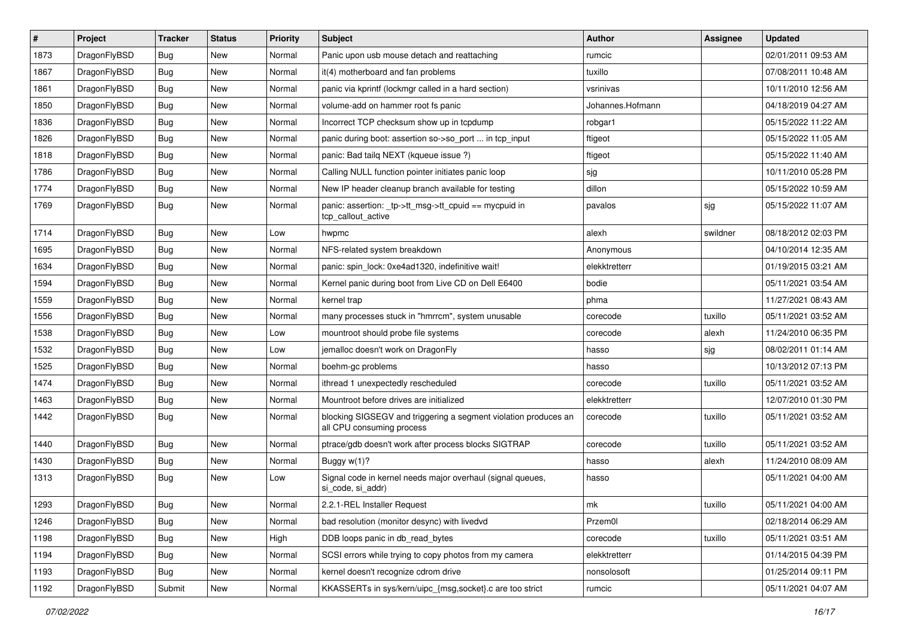| # | Project | Tracker | Status | Priority | Subject | Author | Assignee | Updated |
|---|---|---|---|---|---|---|---|---|
| 1873 | DragonFlyBSD | Bug | New | Normal | Panic upon usb mouse detach and reattaching | rumcic | | 02/01/2011 09:53 AM |
| 1867 | DragonFlyBSD | Bug | New | Normal | it(4) motherboard and fan problems | tuxillo | | 07/08/2011 10:48 AM |
| 1861 | DragonFlyBSD | Bug | New | Normal | panic via kprintf (lockmgr called in a hard section) | vsrinivas | | 10/11/2010 12:56 AM |
| 1850 | DragonFlyBSD | Bug | New | Normal | volume-add on hammer root fs panic | Johannes.Hofmann | | 04/18/2019 04:27 AM |
| 1836 | DragonFlyBSD | Bug | New | Normal | Incorrect TCP checksum show up in tcpdump | robgar1 | | 05/15/2022 11:22 AM |
| 1826 | DragonFlyBSD | Bug | New | Normal | panic during boot: assertion so->so_port ... in tcp_input | ftigeot | | 05/15/2022 11:05 AM |
| 1818 | DragonFlyBSD | Bug | New | Normal | panic: Bad tailq NEXT (kqueue issue ?) | ftigeot | | 05/15/2022 11:40 AM |
| 1786 | DragonFlyBSD | Bug | New | Normal | Calling NULL function pointer initiates panic loop | sjg | | 10/11/2010 05:28 PM |
| 1774 | DragonFlyBSD | Bug | New | Normal | New IP header cleanup branch available for testing | dillon | | 05/15/2022 10:59 AM |
| 1769 | DragonFlyBSD | Bug | New | Normal | panic: assertion: _tp->tt_msg->tt_cpuid == mycpuid in tcp_callout_active | pavalos | sjg | 05/15/2022 11:07 AM |
| 1714 | DragonFlyBSD | Bug | New | Low | hwpmc | alexh | swildner | 08/18/2012 02:03 PM |
| 1695 | DragonFlyBSD | Bug | New | Normal | NFS-related system breakdown | Anonymous | | 04/10/2014 12:35 AM |
| 1634 | DragonFlyBSD | Bug | New | Normal | panic: spin_lock: 0xe4ad1320, indefinitive wait! | elekktretterr | | 01/19/2015 03:21 AM |
| 1594 | DragonFlyBSD | Bug | New | Normal | Kernel panic during boot from Live CD on Dell E6400 | bodie | | 05/11/2021 03:54 AM |
| 1559 | DragonFlyBSD | Bug | New | Normal | kernel trap | phma | | 11/27/2021 08:43 AM |
| 1556 | DragonFlyBSD | Bug | New | Normal | many processes stuck in "hmrrcm", system unusable | corecode | tuxillo | 05/11/2021 03:52 AM |
| 1538 | DragonFlyBSD | Bug | New | Low | mountroot should probe file systems | corecode | alexh | 11/24/2010 06:35 PM |
| 1532 | DragonFlyBSD | Bug | New | Low | jemalloc doesn't work on DragonFly | hasso | sjg | 08/02/2011 01:14 AM |
| 1525 | DragonFlyBSD | Bug | New | Normal | boehm-gc problems | hasso | | 10/13/2012 07:13 PM |
| 1474 | DragonFlyBSD | Bug | New | Normal | ithread 1 unexpectedly rescheduled | corecode | tuxillo | 05/11/2021 03:52 AM |
| 1463 | DragonFlyBSD | Bug | New | Normal | Mountroot before drives are initialized | elekktretterr | | 12/07/2010 01:30 PM |
| 1442 | DragonFlyBSD | Bug | New | Normal | blocking SIGSEGV and triggering a segment violation produces an all CPU consuming process | corecode | tuxillo | 05/11/2021 03:52 AM |
| 1440 | DragonFlyBSD | Bug | New | Normal | ptrace/gdb doesn't work after process blocks SIGTRAP | corecode | tuxillo | 05/11/2021 03:52 AM |
| 1430 | DragonFlyBSD | Bug | New | Normal | Buggy w(1)? | hasso | alexh | 11/24/2010 08:09 AM |
| 1313 | DragonFlyBSD | Bug | New | Low | Signal code in kernel needs major overhaul (signal queues, si_code, si_addr) | hasso | | 05/11/2021 04:00 AM |
| 1293 | DragonFlyBSD | Bug | New | Normal | 2.2.1-REL Installer Request | mk | tuxillo | 05/11/2021 04:00 AM |
| 1246 | DragonFlyBSD | Bug | New | Normal | bad resolution (monitor desync) with livedvd | Przem0l | | 02/18/2014 06:29 AM |
| 1198 | DragonFlyBSD | Bug | New | High | DDB loops panic in db_read_bytes | corecode | tuxillo | 05/11/2021 03:51 AM |
| 1194 | DragonFlyBSD | Bug | New | Normal | SCSI errors while trying to copy photos from my camera | elekktretterr | | 01/14/2015 04:39 PM |
| 1193 | DragonFlyBSD | Bug | New | Normal | kernel doesn't recognize cdrom drive | nonsolosoft | | 01/25/2014 09:11 PM |
| 1192 | DragonFlyBSD | Submit | New | Normal | KKASSERTs in sys/kern/uipc_{msg,socket}.c are too strict | rumcic | | 05/11/2021 04:07 AM |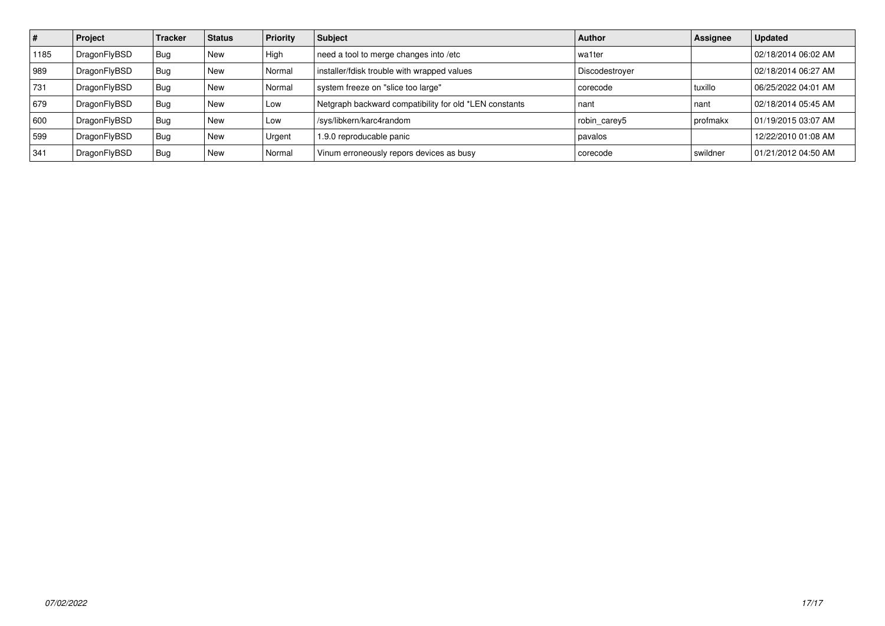| # | Project | Tracker | Status | Priority | Subject | Author | Assignee | Updated |
|---|---|---|---|---|---|---|---|---|
| 1185 | DragonFlyBSD | Bug | New | High | need a tool to merge changes into /etc | wa1ter | | 02/18/2014 06:02 AM |
| 989 | DragonFlyBSD | Bug | New | Normal | installer/fdisk trouble with wrapped values | Discodestroyer | | 02/18/2014 06:27 AM |
| 731 | DragonFlyBSD | Bug | New | Normal | system freeze on "slice too large" | corecode | tuxillo | 06/25/2022 04:01 AM |
| 679 | DragonFlyBSD | Bug | New | Low | Netgraph backward compatibility for old *LEN constants | nant | nant | 02/18/2014 05:45 AM |
| 600 | DragonFlyBSD | Bug | New | Low | /sys/libkern/karc4random | robin_carey5 | profmakx | 01/19/2015 03:07 AM |
| 599 | DragonFlyBSD | Bug | New | Urgent | 1.9.0 reproducable panic | pavalos | | 12/22/2010 01:08 AM |
| 341 | DragonFlyBSD | Bug | New | Normal | Vinum erroneously repors devices as busy | corecode | swildner | 01/21/2012 04:50 AM |